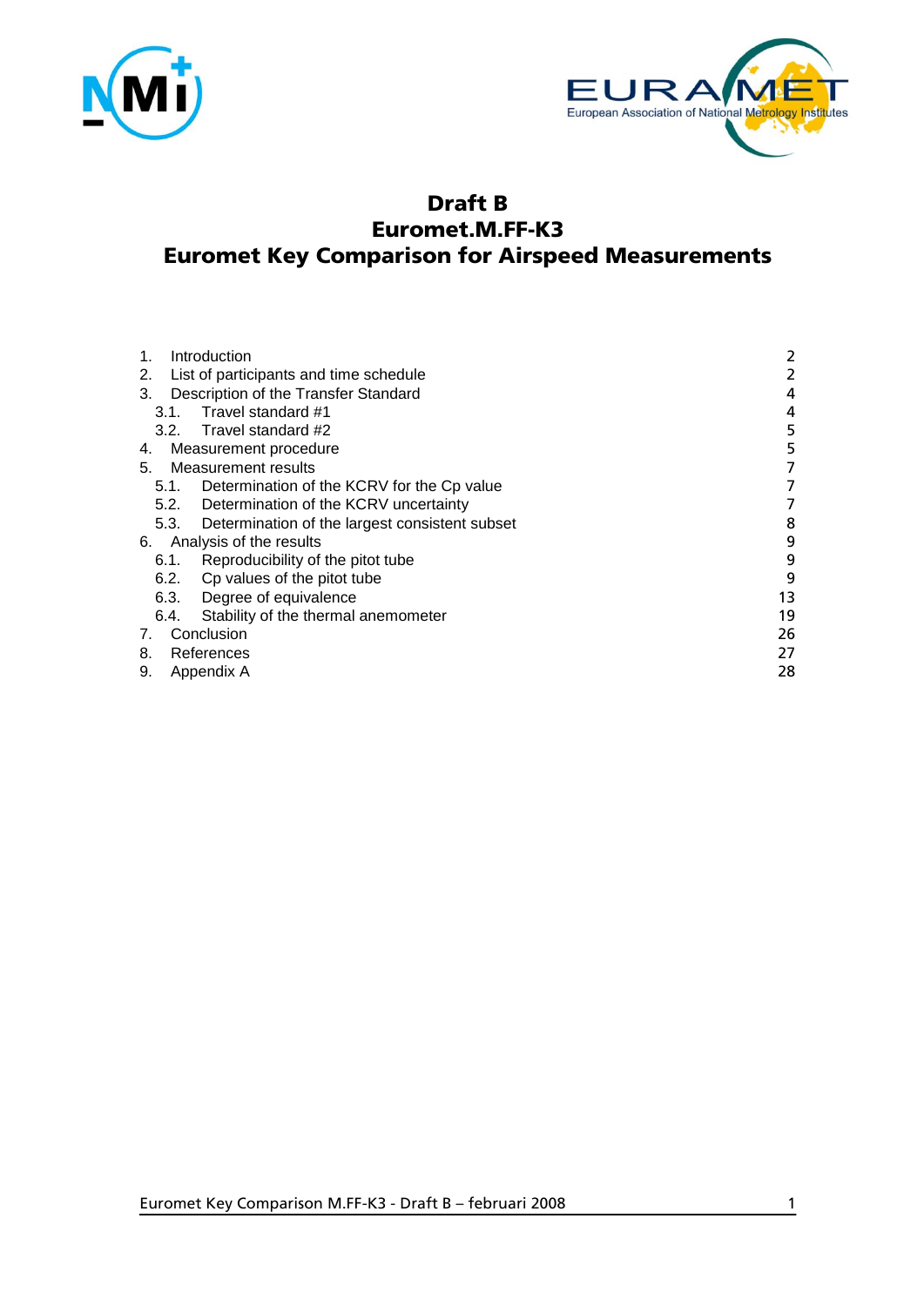# Draft B
# Euromet.M.FF-K3
# Euromet Key Comparison for Airspeed Measurements

| | | |
|---|---|---|
| 1. | Introduction | 2 |
| 2. | List of participants and time schedule | 2 |
| 3. | Description of the Transfer Standard | 4 |
| 3.1. | Travel standard #1 | 4 |
| 3.2. | Travel standard #2 | 5 |
| 4. | Measurement procedure | 5 |
| 5. | Measurement results | 7 |
| 5.1. | Determination of the KCRV for the Cp value | 7 |
| 5.2. | Determination of the KCRV uncertainty | 7 |
| 5.3. | Determination of the largest consistent subset | 8 |
| 6. | Analysis of the results | 9 |
| 6.1. | Reproducibility of the pitot tube | 9 |
| 6.2. | Cp values of the pitot tube | 9 |
| 6.3. | Degree of equivalence | 13 |
| 6.4. | Stability of the thermal anemometer | 19 |
| 7. | Conclusion | 26 |
| 8. | References | 27 |
| 9. | Appendix A | 28 |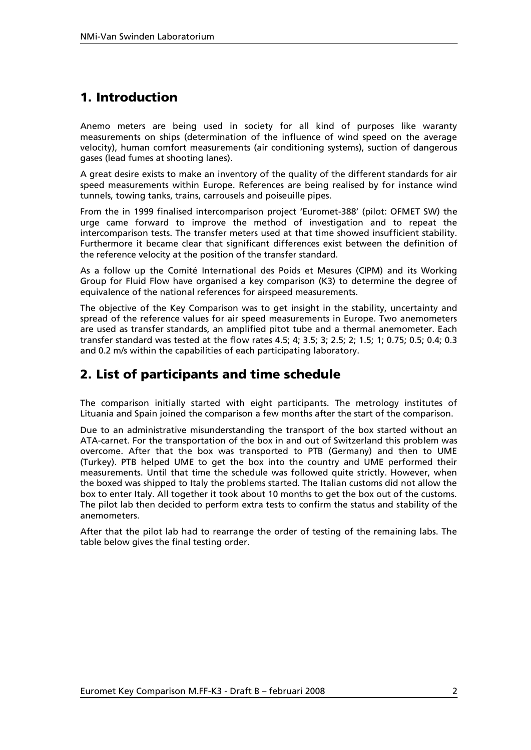# 1. Introduction

Anemo meters are being used in society for all kind of purposes like waranty measurements on ships (determination of the influence of wind speed on the average velocity), human comfort measurements (air conditioning systems), suction of dangerous gases (lead fumes at shooting lanes).

A great desire exists to make an inventory of the quality of the different standards for air speed measurements within Europe. References are being realised by for instance wind tunnels, towing tanks, trains, carrousels and poiseuille pipes.

From the in 1999 finalised intercomparison project 'Euromet-388' (pilot: OFMET SW) the urge came forward to improve the method of investigation and to repeat the intercomparison tests. The transfer meters used at that time showed insufficient stability. Furthermore it became clear that significant differences exist between the definition of the reference velocity at the position of the transfer standard.

As a follow up the Comité International des Poids et Mesures (CIPM) and its Working Group for Fluid Flow have organised a key comparison (K3) to determine the degree of equivalence of the national references for airspeed measurements.

The objective of the Key Comparison was to get insight in the stability, uncertainty and spread of the reference values for air speed measurements in Europe. Two anemometers are used as transfer standards, an amplified pitot tube and a thermal anemometer. Each transfer standard was tested at the flow rates 4.5; 4; 3.5; 3; 2.5; 2; 1.5; 1; 0.75; 0.5; 0.4; 0.3 and 0.2 m/s within the capabilities of each participating laboratory.

# 2. List of participants and time schedule

The comparison initially started with eight participants. The metrology institutes of Lituania and Spain joined the comparison a few months after the start of the comparison.

Due to an administrative misunderstanding the transport of the box started without an ATA-carnet. For the transportation of the box in and out of Switzerland this problem was overcome. After that the box was transported to PTB (Germany) and then to UME (Turkey). PTB helped UME to get the box into the country and UME performed their measurements. Until that time the schedule was followed quite strictly. However, when the boxed was shipped to Italy the problems started. The Italian customs did not allow the box to enter Italy. All together it took about 10 months to get the box out of the customs. The pilot lab then decided to perform extra tests to confirm the status and stability of the anemometers.

After that the pilot lab had to rearrange the order of testing of the remaining labs. The table below gives the final testing order.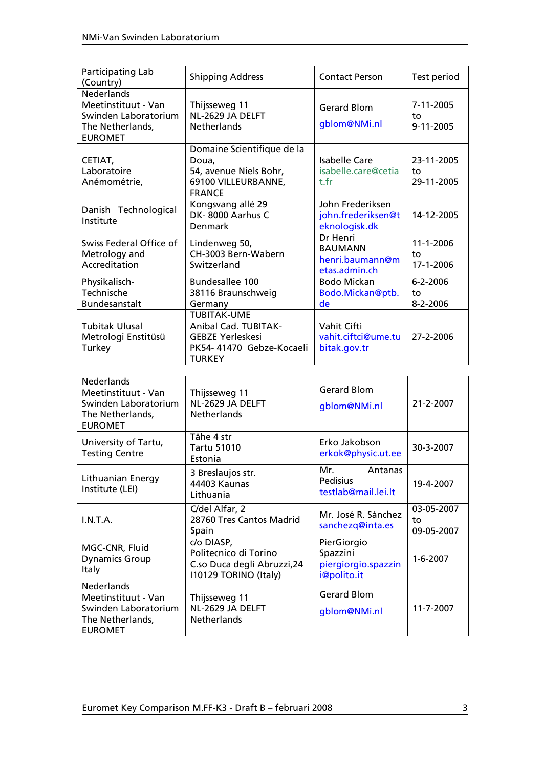| Participating Lab (Country) | Shipping Address | Contact Person | Test period |
|---|---|---|---|
| Nederlands Meetinstituut - Van Swinden Laboratorium The Netherlands, EUROMET | Thijsseweg 11 NL-2629 JA DELFT Netherlands | Gerard Blom gblom@NMi.nl | 7-11-2005 to 9-11-2005 |
| CETIAT, Laboratoire Anémométrie, | Domaine Scientifique de la Doua, 54, avenue Niels Bohr, 69100 VILLEURBANNE, FRANCE | Isabelle Care isabelle.care@cetiat.fr | 23-11-2005 to 29-11-2005 |
| Danish Technological Institute | Kongsvang allé 29 DK- 8000 Aarhus C Denmark | John Frederiksen john.frederiksen@teknologisk.dk | 14-12-2005 |
| Swiss Federal Office of Metrology and Accreditation | Lindenweg 50, CH-3003 Bern-Wabern Switzerland | Dr Henri BAUMANN henri.baumann@metas.admin.ch | 11-1-2006 to 17-1-2006 |
| Physikalisch-Technische Bundesanstalt | Bundesallee 100 38116 Braunschweig Germany | Bodo Mickan Bodo.Mickan@ptb.de | 6-2-2006 to 8-2-2006 |
| Tubitak Ulusal Metrologi Enstitüsü Turkey | TUBITAK-UME Anibal Cad. TUBITAK-GEBZE Yerleskesi PK54- 41470 Gebze-Kocaeli TURKEY | Vahit Ciftì vahit.ciftci@ume.tubitak.gov.tr | 27-2-2006 |

| | | | |
|---|---|---|---|
| Nederlands Meetinstituut - Van Swinden Laboratorium The Netherlands, EUROMET | Thijsseweg 11 NL-2629 JA DELFT Netherlands | Gerard Blom gblom@NMi.nl | 21-2-2007 |
| University of Tartu, Testing Centre | Tähe 4 str Tartu 51010 Estonia | Erko Jakobson erkok@physic.ut.ee | 30-3-2007 |
| Lithuanian Energy Institute (LEI) | 3 Breslaujos str. 44403 Kaunas Lithuania | Mr. Antanas Pedisius testlab@mail.lei.lt | 19-4-2007 |
| I.N.T.A. | C/del Alfar, 2 28760 Tres Cantos Madrid Spain | Mr. José R. Sánchez sanchezq@inta.es | 03-05-2007 to 09-05-2007 |
| MGC-CNR, Fluid Dynamics Group Italy | c/o DIASP, Politecnico di Torino C.so Duca degli Abruzzi,24 I10129 TORINO (Italy) | PierGiorgio Spazzini piergiorgio.spazzini@polito.it | 1-6-2007 |
| Nederlands Meetinstituut - Van Swinden Laboratorium The Netherlands, EUROMET | Thijsseweg 11 NL-2629 JA DELFT Netherlands | Gerard Blom gblom@NMi.nl | 11-7-2007 |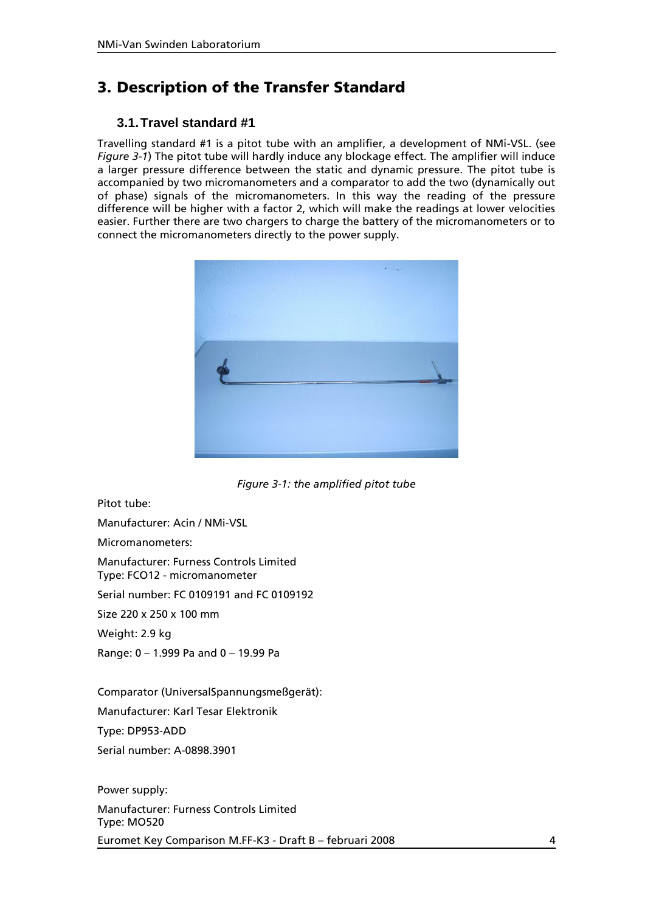# 3. Description of the Transfer Standard

## 3.1. Travel standard #1

Travelling standard #1 is a pitot tube with an amplifier, a development of NMi-VSL. (see *Figure 3-1*) The pitot tube will hardly induce any blockage effect. The amplifier will induce a larger pressure difference between the static and dynamic pressure. The pitot tube is accompanied by two micromanometers and a comparator to add the two (dynamically out of phase) signals of the micromanometers. In this way the reading of the pressure difference will be higher with a factor 2, which will make the readings at lower velocities easier. Further there are two chargers to charge the battery of the micromanometers or to connect the micromanometers directly to the power supply.

*Figure 3-1: the amplified pitot tube*

Pitot tube:

Manufacturer: Acin / NMi-VSL

Micromanometers:

Manufacturer: Furness Controls Limited
Type: FCO12 - micromanometer

Serial number: FC 0109191 and FC 0109192

Size 220 x 250 x 100 mm

Weight: 2.9 kg

Range: 0 – 1.999 Pa and 0 – 19.99 Pa

Comparator (UniversalSpannungsmeßgerät):

Manufacturer: Karl Tesar Elektronik

Type: DP953-ADD

Serial number: A-0898.3901

Power supply:

Manufacturer: Furness Controls Limited
Type: MO520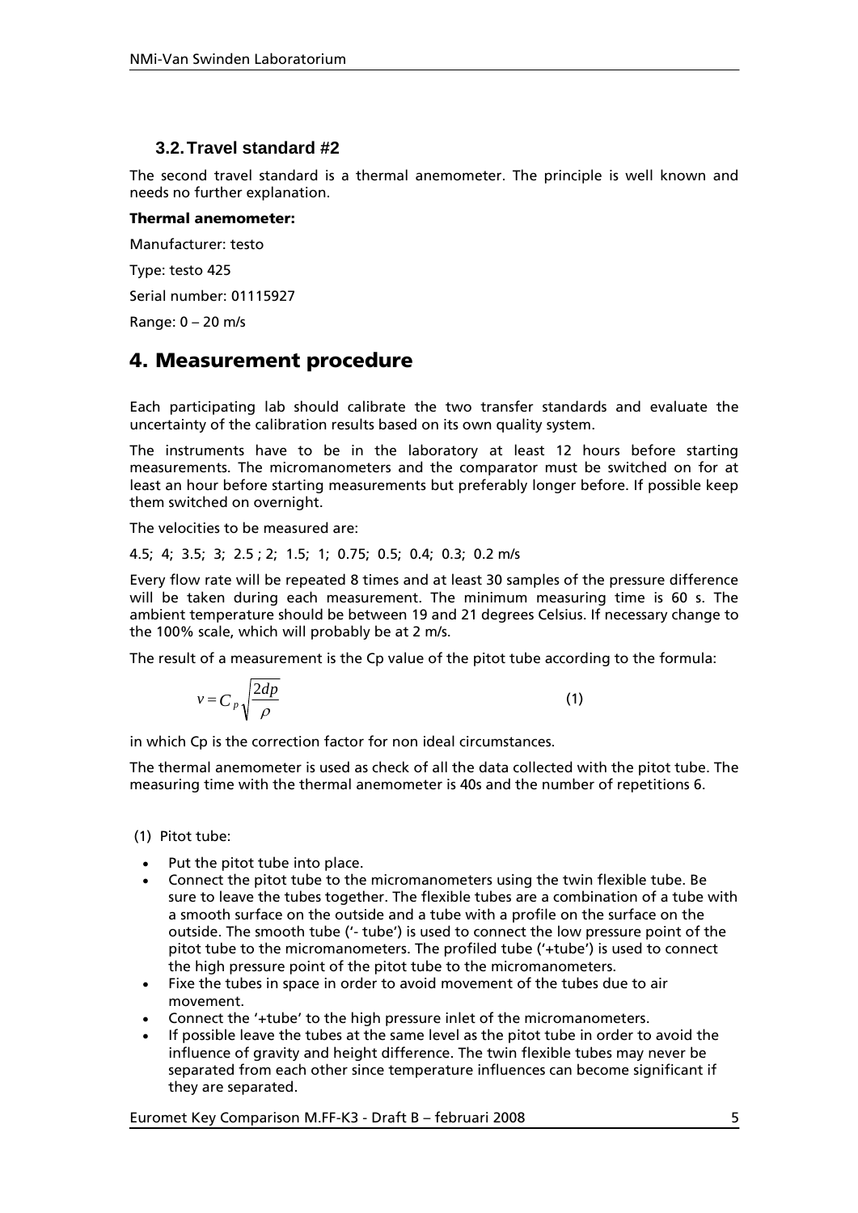### 3.2. Travel standard #2

The second travel standard is a thermal anemometer. The principle is well known and needs no further explanation.

**Thermal anemometer:**

Manufacturer: testo

Type: testo 425

Serial number: 01115927

Range: 0 – 20 m/s

## 4. Measurement procedure

Each participating lab should calibrate the two transfer standards and evaluate the uncertainty of the calibration results based on its own quality system.

The instruments have to be in the laboratory at least 12 hours before starting measurements. The micromanometers and the comparator must be switched on for at least an hour before starting measurements but preferably longer before. If possible keep them switched on overnight.

The velocities to be measured are:

4.5; 4; 3.5; 3; 2.5 ; 2; 1.5; 1; 0.75; 0.5; 0.4; 0.3; 0.2 m/s

Every flow rate will be repeated 8 times and at least 30 samples of the pressure difference will be taken during each measurement. The minimum measuring time is 60 s. The ambient temperature should be between 19 and 21 degrees Celsius. If necessary change to the 100% scale, which will probably be at 2 m/s.

The result of a measurement is the Cp value of the pitot tube according to the formula:

$$v = C_p \sqrt{\frac{2dp}{\rho}} \qquad (1)$$

in which Cp is the correction factor for non ideal circumstances.

The thermal anemometer is used as check of all the data collected with the pitot tube. The measuring time with the thermal anemometer is 40s and the number of repetitions 6.

(1) Pitot tube:

- Put the pitot tube into place.
- Connect the pitot tube to the micromanometers using the twin flexible tube. Be sure to leave the tubes together. The flexible tubes are a combination of a tube with a smooth surface on the outside and a tube with a profile on the surface on the outside. The smooth tube ('- tube') is used to connect the low pressure point of the pitot tube to the micromanometers. The profiled tube ('+tube') is used to connect the high pressure point of the pitot tube to the micromanometers.
- Fixe the tubes in space in order to avoid movement of the tubes due to air movement.
- Connect the '+tube' to the high pressure inlet of the micromanometers.
- If possible leave the tubes at the same level as the pitot tube in order to avoid the influence of gravity and height difference. The twin flexible tubes may never be separated from each other since temperature influences can become significant if they are separated.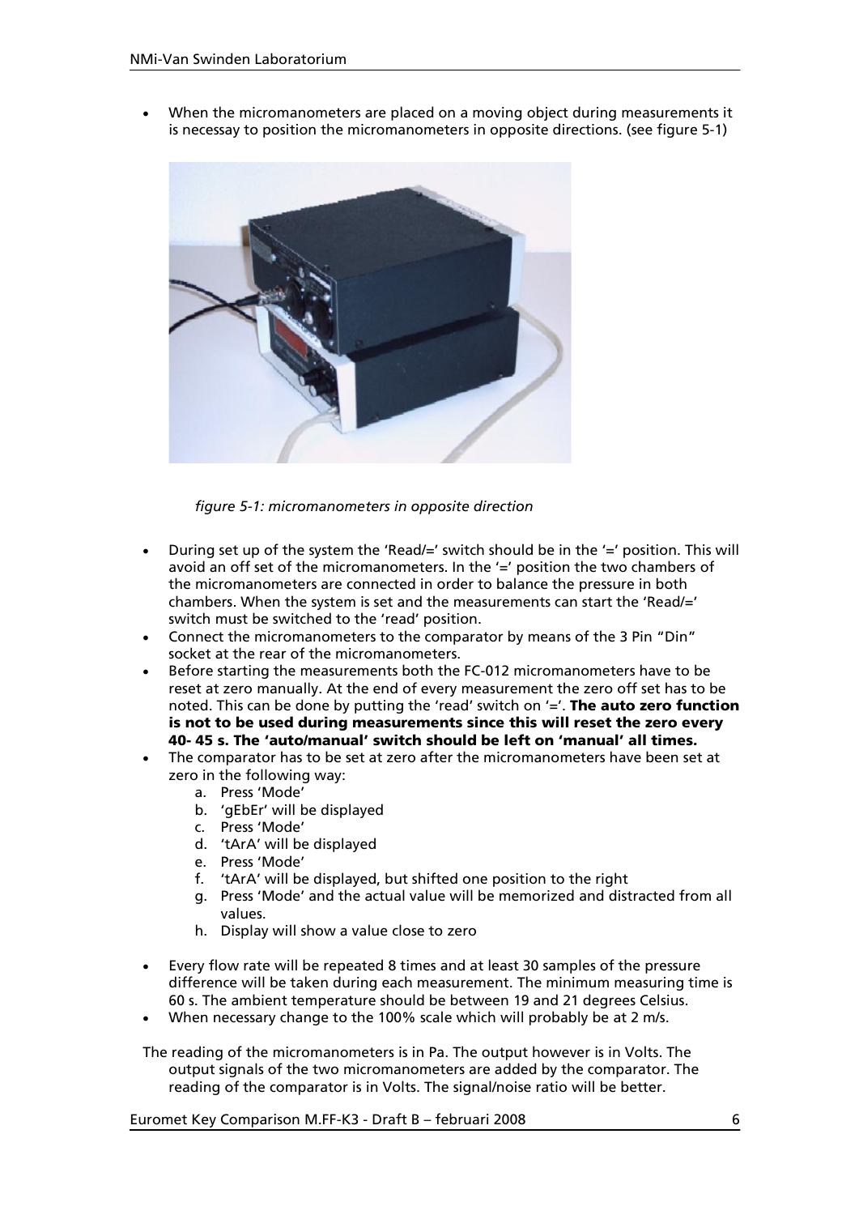- When the micromanometers are placed on a moving object during measurements it is necessay to position the micromanometers in opposite directions. (see figure 5-1)

*figure 5-1: micromanometers in opposite direction*

- During set up of the system the 'Read/=' switch should be in the '=' position. This will avoid an off set of the micromanometers. In the '=' position the two chambers of the micromanometers are connected in order to balance the pressure in both chambers. When the system is set and the measurements can start the 'Read/=' switch must be switched to the 'read' position.
- Connect the micromanometers to the comparator by means of the 3 Pin "Din" socket at the rear of the micromanometers.
- Before starting the measurements both the FC-012 micromanometers have to be reset at zero manually. At the end of every measurement the zero off set has to be noted. This can be done by putting the 'read' switch on '='. **The auto zero function is not to be used during measurements since this will reset the zero every 40- 45 s. The 'auto/manual' switch should be left on 'manual' all times.**
- The comparator has to be set at zero after the micromanometers have been set at zero in the following way:
    a. Press 'Mode'
    b. 'gEbEr' will be displayed
    c. Press 'Mode'
    d. 'tArA' will be displayed
    e. Press 'Mode'
    f. 'tArA' will be displayed, but shifted one position to the right
    g. Press 'Mode' and the actual value will be memorized and distracted from all values.
    h. Display will show a value close to zero
- Every flow rate will be repeated 8 times and at least 30 samples of the pressure difference will be taken during each measurement. The minimum measuring time is 60 s. The ambient temperature should be between 19 and 21 degrees Celsius.
- When necessary change to the 100% scale which will probably be at 2 m/s.

The reading of the micromanometers is in Pa. The output however is in Volts. The output signals of the two micromanometers are added by the comparator. The reading of the comparator is in Volts. The signal/noise ratio will be better.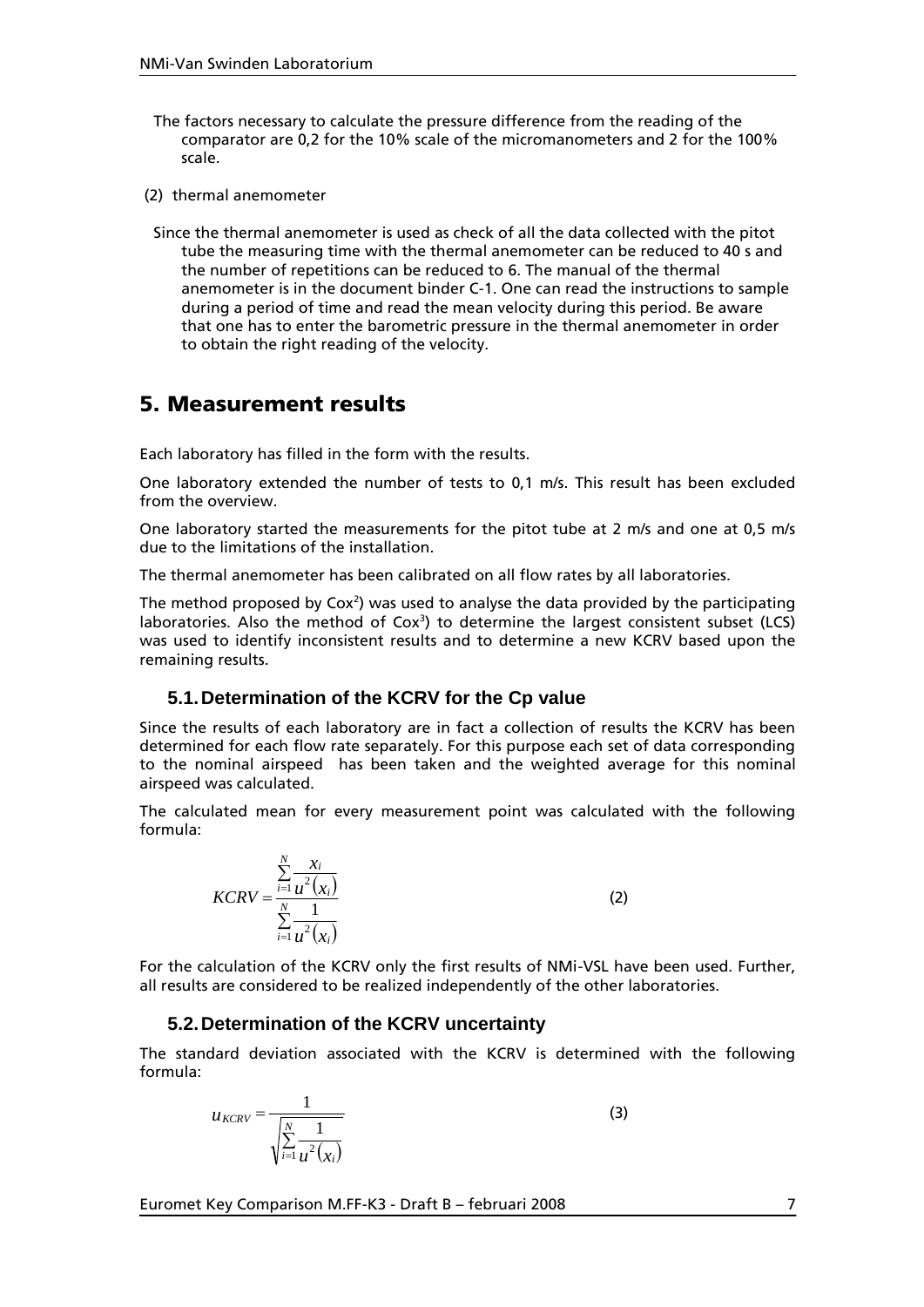The factors necessary to calculate the pressure difference from the reading of the comparator are 0,2 for the 10% scale of the micromanometers and 2 for the 100% scale.

(2) thermal anemometer

Since the thermal anemometer is used as check of all the data collected with the pitot tube the measuring time with the thermal anemometer can be reduced to 40 s and the number of repetitions can be reduced to 6. The manual of the thermal anemometer is in the document binder C-1. One can read the instructions to sample during a period of time and read the mean velocity during this period. Be aware that one has to enter the barometric pressure in the thermal anemometer in order to obtain the right reading of the velocity.

# 5. Measurement results

Each laboratory has filled in the form with the results.

One laboratory extended the number of tests to 0,1 m/s. This result has been excluded from the overview.

One laboratory started the measurements for the pitot tube at 2 m/s and one at 0,5 m/s due to the limitations of the installation.

The thermal anemometer has been calibrated on all flow rates by all laboratories.

The method proposed by Cox[2]) was used to analyse the data provided by the participating laboratories. Also the method of Cox[3]) to determine the largest consistent subset (LCS) was used to identify inconsistent results and to determine a new KCRV based upon the remaining results.

## 5.1. Determination of the KCRV for the Cp value

Since the results of each laboratory are in fact a collection of results the KCRV has been determined for each flow rate separately. For this purpose each set of data corresponding to the nominal airspeed has been taken and the weighted average for this nominal airspeed was calculated.

The calculated mean for every measurement point was calculated with the following formula:

$$KCRV = \frac{\sum_{i=1}^{N} \frac{x_i}{u^2(x_i)}}{\sum_{i=1}^{N} \frac{1}{u^2(x_i)}} \qquad (2)$$

For the calculation of the KCRV only the first results of NMi-VSL have been used. Further, all results are considered to be realized independently of the other laboratories.

## 5.2. Determination of the KCRV uncertainty

The standard deviation associated with the KCRV is determined with the following formula:

$$u_{KCRV} = \frac{1}{\sqrt{\sum_{i=1}^{N} \frac{1}{u^2(x_i)}}} \qquad (3)$$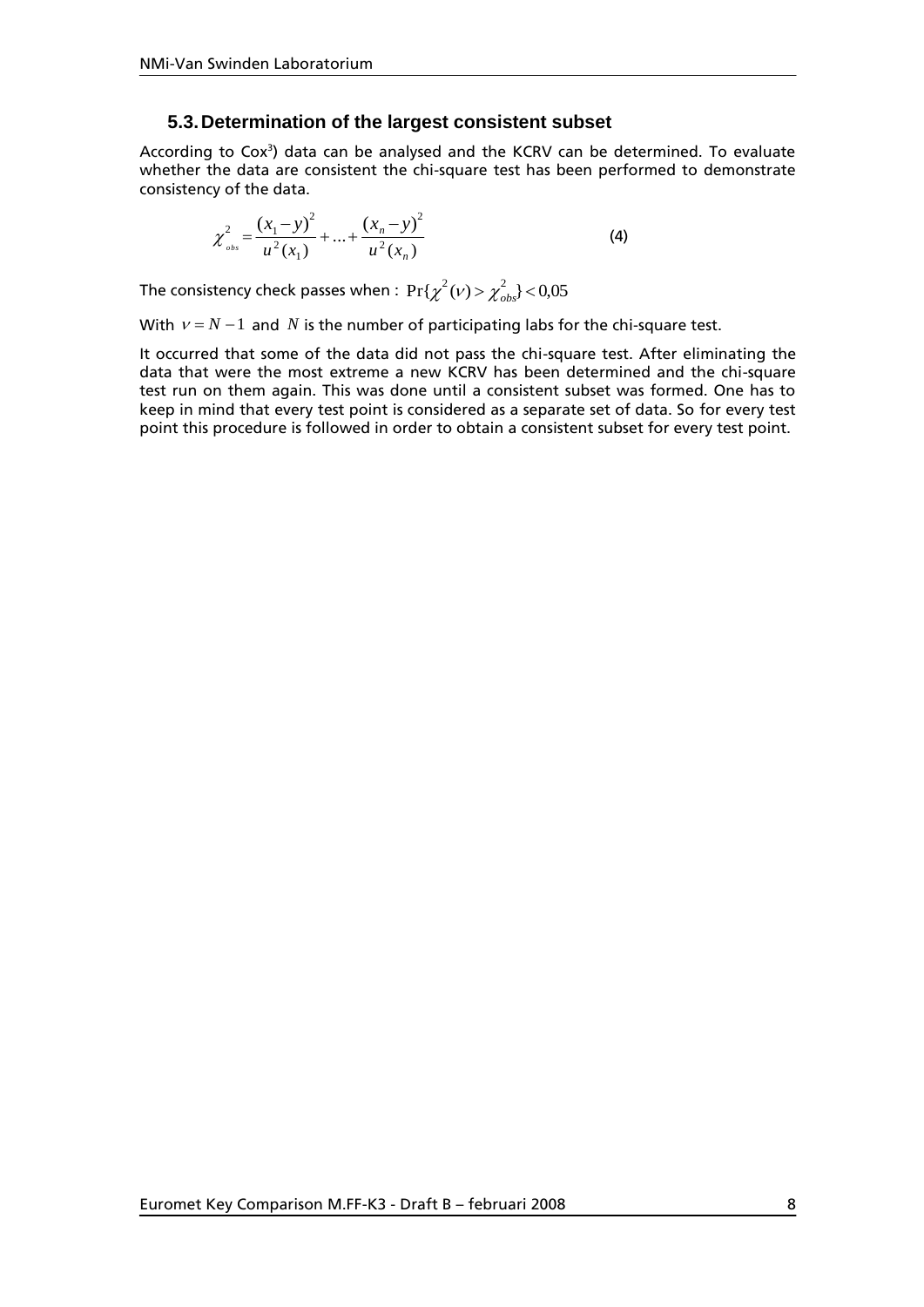### 5.3. Determination of the largest consistent subset

According to Cox[3]) data can be analysed and the KCRV can be determined. To evaluate whether the data are consistent the chi-square test has been performed to demonstrate consistency of the data.

$$\chi^2_{obs} = \frac{(x_1 - y)^2}{u^2(x_1)} + \ldots + \frac{(x_n - y)^2}{u^2(x_n)} \tag{4}$$

The consistency check passes when : $\Pr\{\chi^2(\nu) > \chi^2_{obs}\} < 0{,}05$

With $\nu = N - 1$ and $N$ is the number of participating labs for the chi-square test.

It occurred that some of the data did not pass the chi-square test. After eliminating the data that were the most extreme a new KCRV has been determined and the chi-square test run on them again. This was done until a consistent subset was formed. One has to keep in mind that every test point is considered as a separate set of data. So for every test point this procedure is followed in order to obtain a consistent subset for every test point.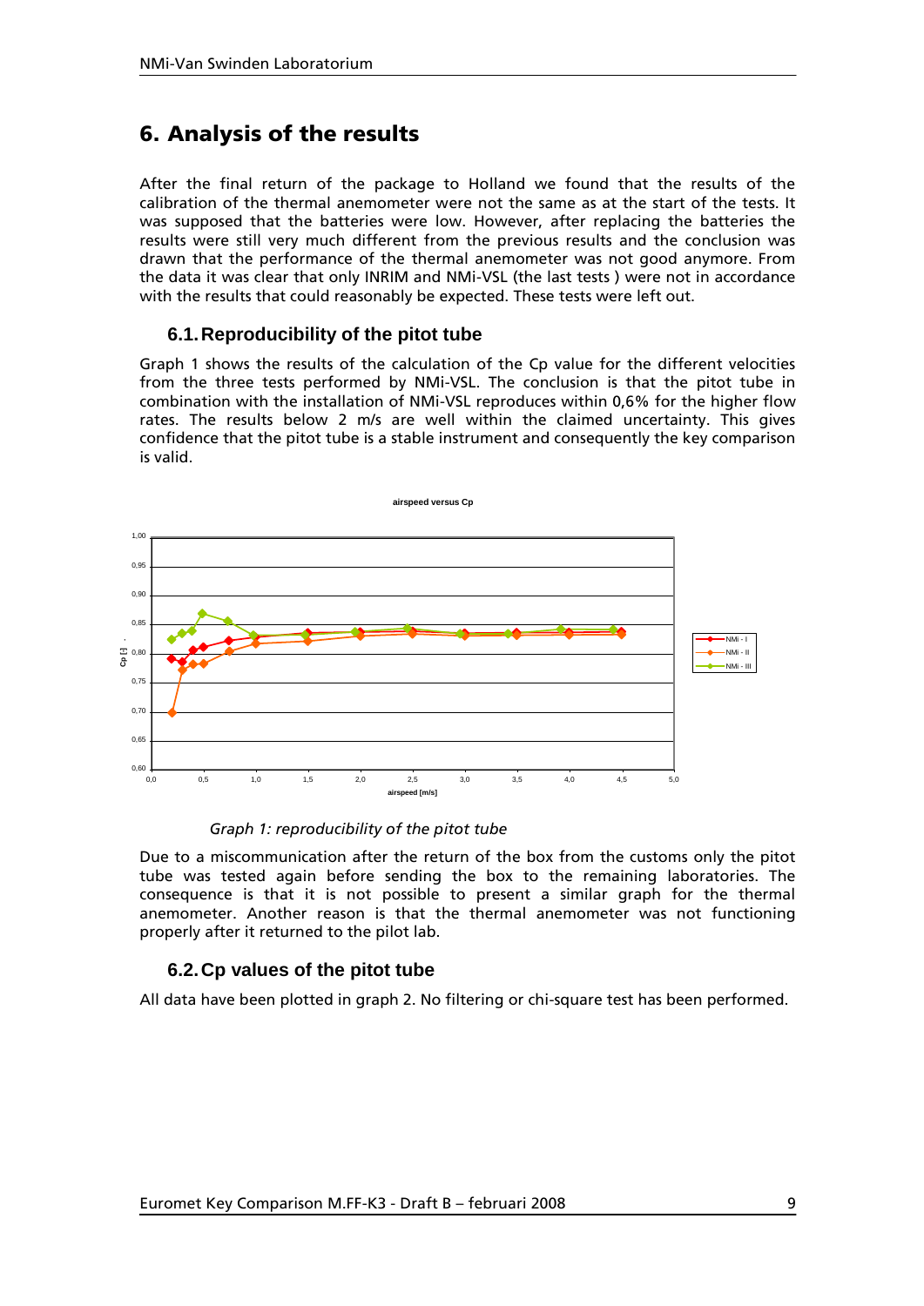# 6. Analysis of the results

After the final return of the package to Holland we found that the results of the calibration of the thermal anemometer were not the same as at the start of the tests. It was supposed that the batteries were low. However, after replacing the batteries the results were still very much different from the previous results and the conclusion was drawn that the performance of the thermal anemometer was not good anymore. From the data it was clear that only INRIM and NMi-VSL (the last tests ) were not in accordance with the results that could reasonably be expected. These tests were left out.

## 6.1. Reproducibility of the pitot tube

Graph 1 shows the results of the calculation of the Cp value for the different velocities from the three tests performed by NMi-VSL. The conclusion is that the pitot tube in combination with the installation of NMi-VSL reproduces within 0,6% for the higher flow rates. The results below 2 m/s are well within the claimed uncertainty. This gives confidence that the pitot tube is a stable instrument and consequently the key comparison is valid.

airspeed versus Cp

Cp [-]

1,00
0,95
0,90
0,85
0,80
0,75
0,70
0,65
0,60

0,0 0,5 1,0 1,5 2,0 2,5 3,0 3,5 4,0 4,5 5,0

airspeed [m/s]

NMi - I
NMi - II
NMi - III

*Graph 1: reproducibility of the pitot tube*

Due to a miscommunication after the return of the box from the customs only the pitot tube was tested again before sending the box to the remaining laboratories. The consequence is that it is not possible to present a similar graph for the thermal anemometer. Another reason is that the thermal anemometer was not functioning properly after it returned to the pilot lab.

## 6.2. Cp values of the pitot tube

All data have been plotted in graph 2. No filtering or chi-square test has been performed.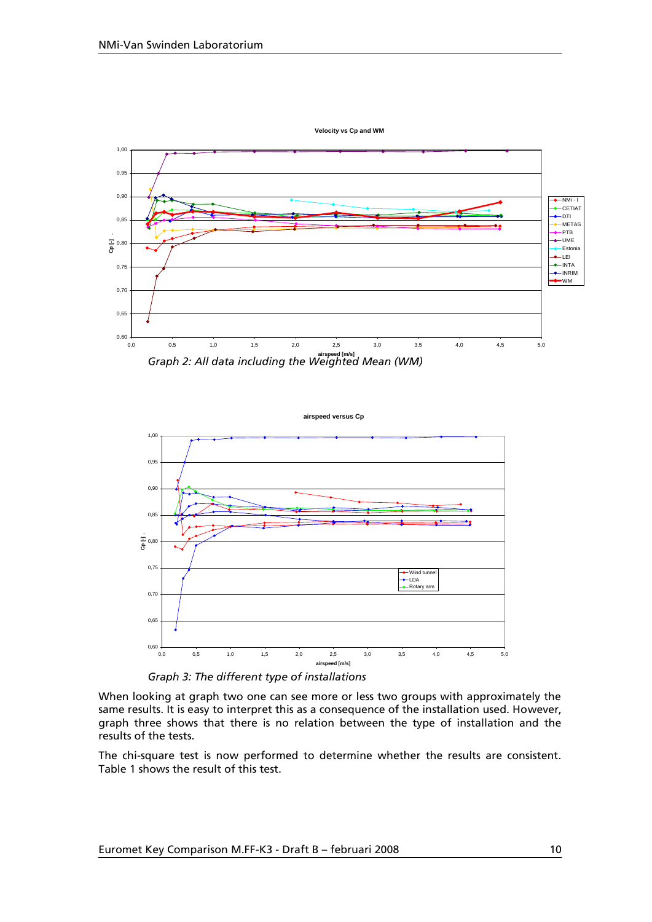Velocity vs Cp and WM

1,00
0,95
0,90
0,85
0,80
0,75
0,70
0,65
0,60

Cp [-]

0,0 0,5 1,0 1,5 2,0 2,5 3,0 3,5 4,0 4,5 5,0

airspeed [m/s]

NMi - I
CETIAT
DTI
METAS
PTB
UME
Estonia
LEI
INTA
INRIM
WM

*Graph 2: All data including the Weighted Mean (WM)*

airspeed versus Cp

1,00
0,95
0,90
0,85
0,80
0,75
0,70
0,65
0,60

Cp [-]

0,0 0,5 1,0 1,5 2,0 2,5 3,0 3,5 4,0 4,5 5,0

airspeed [m/s]

Wind tunnel
LDA
Rotary arm

*Graph 3: The different type of installations*

When looking at graph two one can see more or less two groups with approximately the same results. It is easy to interpret this as a consequence of the installation used. However, graph three shows that there is no relation between the type of installation and the results of the tests.

The chi-square test is now performed to determine whether the results are consistent. Table 1 shows the result of this test.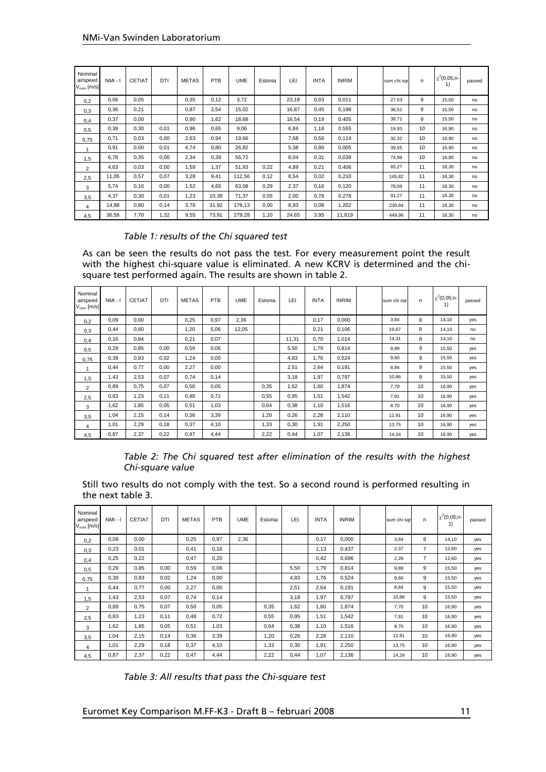| Nominal airspeed $V_{nom}$ [m/s] | NMi - I | CETIAT | DTI | METAS | PTB | UME | Estonia | LEI | INTA | INRIM | sum chi sqr | n | $\chi^2(0{,}05;n-1)$ | passed |
|---|---|---|---|---|---|---|---|---|---|---|---|---|---|---|
| 0,2 | 0,06 | 0,05 | | 0,35 | 0,12 | 3,72 | | 23,18 | 0,03 | 0,011 | 27,53 | 9 | 15,50 | no |
| 0,3 | 0,36 | 0,21 | | 0,87 | 2,54 | 15,02 | | 16,87 | 0,45 | 0,198 | 36,51 | 9 | 15,50 | no |
| 0,4 | 0,37 | 0,00 | | 0,90 | 1,62 | 18,68 | | 16,54 | 0,19 | 0,405 | 38,71 | 9 | 15,50 | no |
| 0,5 | 0,39 | 0,30 | 0,01 | 0,96 | 0,65 | 9,06 | | 6,84 | 1,18 | 0,555 | 19,93 | 10 | 16,90 | no |
| 0,75 | 0,71 | 0,03 | 0,00 | 2,63 | 0,94 | 19,66 | | 7,68 | 0,56 | 0,114 | 32,32 | 10 | 16,90 | no |
| 1 | 0,91 | 0,00 | 0,01 | 4,74 | 0,80 | 26,82 | | 5,38 | 0,90 | 0,005 | 39,55 | 10 | 16,90 | no |
| 1,5 | 6,78 | 0,35 | 0,00 | 2,34 | 0,39 | 56,72 | | 8,04 | 0,31 | 0,038 | 74,98 | 10 | 16,90 | no |
| 2 | 4,63 | 0,03 | 0,00 | 1,59 | 1,37 | 51,93 | 0,22 | 4,89 | 0,21 | 0,406 | 65,27 | 11 | 18,30 | no |
| 2,5 | 11,05 | 0,57 | 0,07 | 3,28 | 9,41 | 112,56 | 0,12 | 8,54 | 0,02 | 0,210 | 145,82 | 11 | 18,30 | no |
| 3 | 5,74 | 0,16 | 0,00 | 1,52 | 4,65 | 63,08 | 0,29 | 2,37 | 0,16 | 0,120 | 78,09 | 11 | 18,30 | no |
| 3,5 | 4,37 | 0,30 | 0,01 | 1,23 | 10,38 | 71,37 | 0,55 | 2,00 | 0,78 | 0,278 | 91,27 | 11 | 18,30 | no |
| 4 | 14,88 | 0,80 | 0,14 | 3,76 | 31,92 | 178,13 | 0,00 | 8,93 | 0,08 | 1,202 | 239,84 | 11 | 18,30 | no |
| 4,5 | 36,58 | 7,70 | 1,32 | 9,55 | 73,91 | 279,28 | 1,10 | 24,65 | 3,95 | 11,919 | 449,96 | 11 | 18,30 | no |

*Table 1: results of the Chi squared test*

As can be seen the results do not pass the test. For every measurement point the result with the highest chi-square value is eliminated. A new KCRV is determined and the chi-square test performed again. The results are shown in table 2.

| Nominal airspeed $V_{nom}$ [m/s] | NMi - I | CETIAT | DTI | METAS | PTB | UME | Estonia | LEI | INTA | INRIM | sum chi sqr | n | $\chi^2(0{,}05;n-1)$ | passed |
|---|---|---|---|---|---|---|---|---|---|---|---|---|---|---|
| 0,2 | 0,09 | 0,00 | | 0,25 | 0,97 | 2,36 | | | 0,17 | 0,000 | 3,84 | 8 | 14,10 | yes |
| 0,3 | 0,44 | 0,60 | | 1,20 | 5,06 | 12,05 | | | 0,21 | 0,106 | 19,67 | 8 | 14,10 | no |
| 0,4 | 0,16 | 0,84 | | 0,21 | 0,07 | | | 11,31 | 0,70 | 1,014 | 14,31 | 8 | 14,10 | no |
| 0,5 | 0,29 | 0,85 | 0,00 | 0,59 | 0,06 | | | 5,50 | 1,79 | 0,814 | 9,89 | 9 | 15,50 | yes |
| 0,75 | 0,39 | 0,83 | 0,02 | 1,24 | 0,00 | | | 4,83 | 1,76 | 0,524 | 9,60 | 9 | 15,50 | yes |
| 1 | 0,44 | 0,77 | 0,00 | 2,27 | 0,00 | | | 2,51 | 2,64 | 0,191 | 8,84 | 9 | 15,50 | yes |
| 1,5 | 1,43 | 2,53 | 0,07 | 0,74 | 0,14 | | | 3,18 | 1,97 | 0,797 | 10,86 | 9 | 15,50 | yes |
| 2 | 0,89 | 0,75 | 0,07 | 0,50 | 0,05 | | 0,35 | 1,62 | 1,60 | 1,874 | 7,70 | 10 | 16,90 | yes |
| 2,5 | 0,83 | 1,23 | 0,11 | 0,48 | 0,72 | | 0,55 | 0,95 | 1,51 | 1,542 | 7,91 | 10 | 16,90 | yes |
| 3 | 1,62 | 1,85 | 0,05 | 0,51 | 1,03 | | 0,64 | 0,38 | 1,10 | 1,516 | 8,70 | 10 | 16,90 | yes |
| 3,5 | 1,04 | 2,15 | 0,14 | 0,36 | 3,39 | | 1,20 | 0,26 | 2,28 | 2,110 | 12,91 | 10 | 16,90 | yes |
| 4 | 1,01 | 2,29 | 0,18 | 0,37 | 4,10 | | 1,33 | 0,30 | 1,91 | 2,250 | 13,75 | 10 | 16,90 | yes |
| 4,5 | 0,87 | 2,37 | 0,22 | 0,47 | 4,44 | | 2,22 | 0,44 | 1,07 | 2,136 | 14,24 | 10 | 16,90 | yes |

*Table 2: The Chi squared test after elimination of the results with the highest Chi-square value*

Still two results do not comply with the test. So a second round is performed resulting in the next table 3.

| Nominal airspeed $V_{nom}$ [m/s] | NMi - I | CETIAT | DTI | METAS | PTB | UME | Estonia | LEI | INTA | INRIM | sum chi sqr | n | $\chi^2(0{,}05;n-1)$ | passed |
|---|---|---|---|---|---|---|---|---|---|---|---|---|---|---|
| 0,2 | 0,09 | 0,00 | | 0,25 | 0,97 | 2,36 | | | 0,17 | 0,000 | 3,84 | 8 | 14,10 | yes |
| 0,3 | 0,23 | 0,01 | | 0,41 | 0,16 | | | | 1,13 | 0,437 | 2,37 | 7 | 12,60 | yes |
| 0,4 | 0,25 | 0,22 | | 0,47 | 0,20 | | | | 0,42 | 0,696 | 2,26 | 7 | 12,60 | yes |
| 0,5 | 0,29 | 0,85 | 0,00 | 0,59 | 0,06 | | | 5,50 | 1,79 | 0,814 | 9,89 | 9 | 15,50 | yes |
| 0,75 | 0,39 | 0,83 | 0,02 | 1,24 | 0,00 | | | 4,83 | 1,76 | 0,524 | 9,60 | 9 | 15,50 | yes |
| 1 | 0,44 | 0,77 | 0,00 | 2,27 | 0,00 | | | 2,51 | 2,64 | 0,191 | 8,84 | 9 | 15,50 | yes |
| 1,5 | 1,43 | 2,53 | 0,07 | 0,74 | 0,14 | | | 3,18 | 1,97 | 0,797 | 10,86 | 9 | 15,50 | yes |
| 2 | 0,89 | 0,75 | 0,07 | 0,50 | 0,05 | | 0,35 | 1,62 | 1,60 | 1,874 | 7,70 | 10 | 16,90 | yes |
| 2,5 | 0,83 | 1,23 | 0,11 | 0,48 | 0,72 | | 0,55 | 0,95 | 1,51 | 1,542 | 7,91 | 10 | 16,90 | yes |
| 3 | 1,62 | 1,85 | 0,05 | 0,51 | 1,03 | | 0,64 | 0,38 | 1,10 | 1,516 | 8,70 | 10 | 16,90 | yes |
| 3,5 | 1,04 | 2,15 | 0,14 | 0,36 | 3,39 | | 1,20 | 0,26 | 2,28 | 2,110 | 12,91 | 10 | 16,90 | yes |
| 4 | 1,01 | 2,29 | 0,18 | 0,37 | 4,10 | | 1,33 | 0,30 | 1,91 | 2,250 | 13,75 | 10 | 16,90 | yes |
| 4,5 | 0,87 | 2,37 | 0,22 | 0,47 | 4,44 | | 2,22 | 0,44 | 1,07 | 2,136 | 14,24 | 10 | 16,90 | yes |

*Table 3: All results that pass the Chi-square test*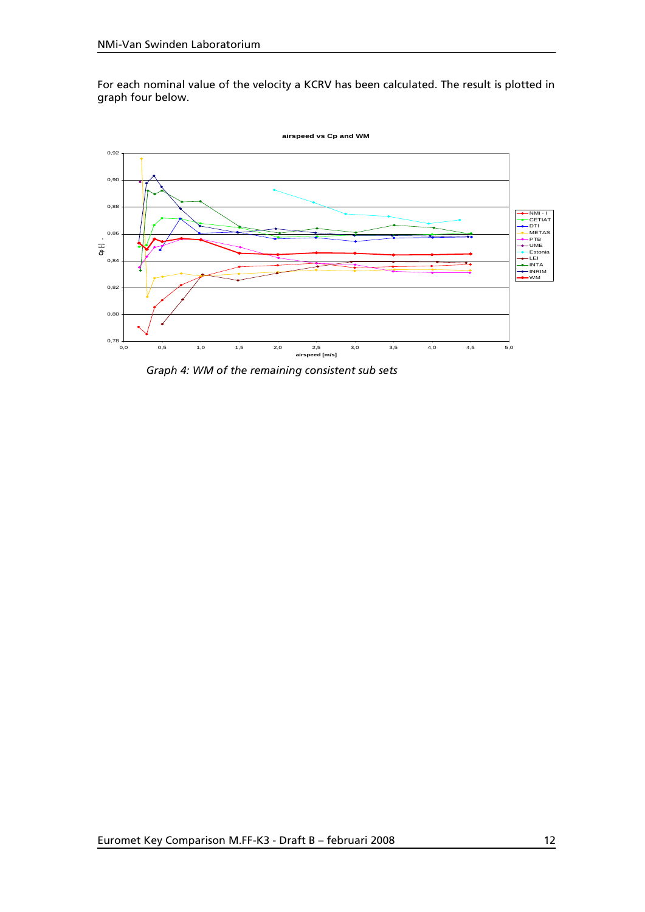For each nominal value of the velocity a KCRV has been calculated. The result is plotted in graph four below.

airspeed vs Cp and WM

Cp [-]

0,92
0,90
0,88
0,86
0,84
0,82
0,80
0,78

0,0 0,5 1,0 1,5 2,0 2,5 3,0 3,5 4,0 4,5 5,0

airspeed [m/s]

NMi - I
CETIAT
DTI
METAS
PTB
UME
Estonia
LEI
INTA
INRIM
WM

*Graph 4: WM of the remaining consistent sub sets*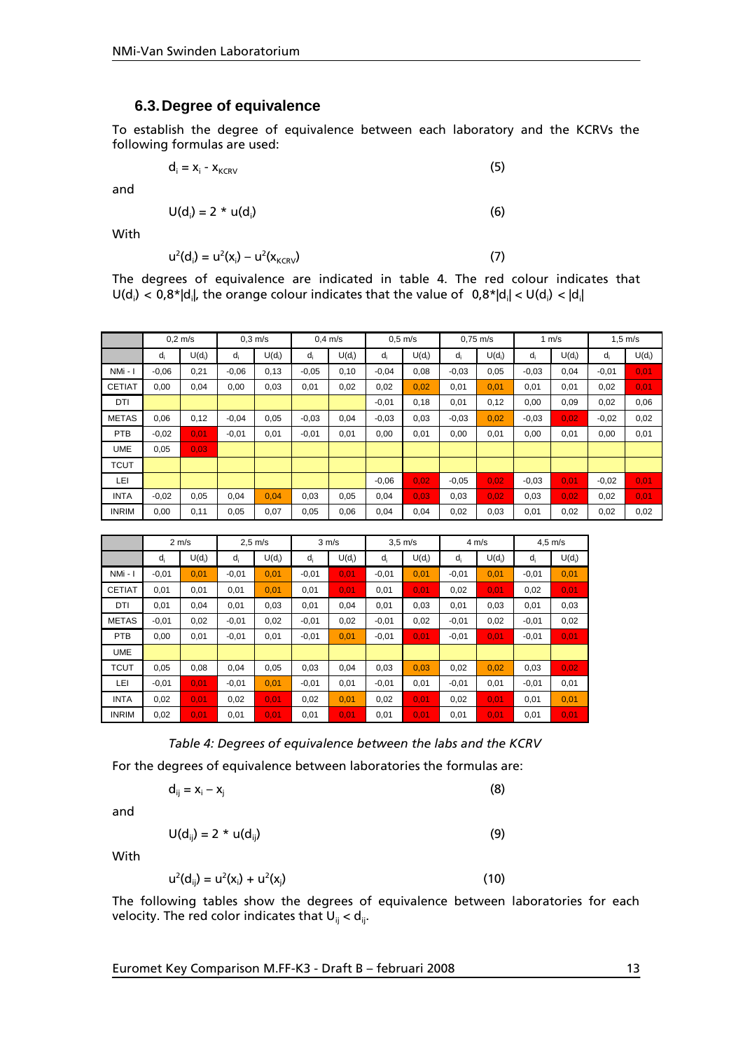### 6.3. Degree of equivalence

To establish the degree of equivalence between each laboratory and the KCRVs the following formulas are used:

$$d_i = x_i - x_{KCRV} \quad (5)$$

and

$$U(d_i) = 2 * u(d_i) \quad (6)$$

With

$$u^2(d_i) = u^2(x_i) - u^2(x_{KCRV}) \quad (7)$$

The degrees of equivalence are indicated in table 4. The red colour indicates that $U(d_i) < 0,8*|d_i|$, the orange colour indicates that the value of $0,8*|d_i| < U(d_i) < |d_i|$

| | 0,2 m/s | | 0,3 m/s | | 0,4 m/s | | 0,5 m/s | | 0,75 m/s | | 1 m/s | | 1,5 m/s | |
|---|---|---|---|---|---|---|---|---|---|---|---|---|---|---|
| | $d_i$ | $U(d_i)$ | $d_i$ | $U(d_i)$ | $d_i$ | $U(d_i)$ | $d_i$ | $U(d_i)$ | $d_i$ | $U(d_i)$ | $d_i$ | $U(d_i)$ | $d_i$ | $U(d_i)$ |
| NMi - I | -0,06 | 0,21 | -0,06 | 0,13 | -0,05 | 0,10 | -0,04 | 0,08 | -0,03 | 0,05 | -0,03 | 0,04 | -0,01 | 0,01 |
| CETIAT | 0,00 | 0,04 | 0,00 | 0,03 | 0,01 | 0,02 | 0,02 | 0,02 | 0,01 | 0,01 | 0,01 | 0,01 | 0,02 | 0,01 |
| DTI | | | | | | | -0,01 | 0,18 | 0,01 | 0,12 | 0,00 | 0,09 | 0,02 | 0,06 |
| METAS | 0,06 | 0,12 | -0,04 | 0,05 | -0,03 | 0,04 | -0,03 | 0,03 | -0,03 | 0,02 | -0,03 | 0,02 | -0,02 | 0,02 |
| PTB | -0,02 | 0,01 | -0,01 | 0,01 | -0,01 | 0,01 | 0,00 | 0,01 | 0,00 | 0,01 | 0,00 | 0,01 | 0,00 | 0,01 |
| UME | 0,05 | 0,03 | | | | | | | | | | | | |
| TCUT | | | | | | | | | | | | | | |
| LEI | | | | | | | -0,06 | 0,02 | -0,05 | 0,02 | -0,03 | 0,01 | -0,02 | 0,01 |
| INTA | -0,02 | 0,05 | 0,04 | 0,04 | 0,03 | 0,05 | 0,04 | 0,03 | 0,03 | 0,02 | 0,03 | 0,02 | 0,02 | 0,01 |
| INRIM | 0,00 | 0,11 | 0,05 | 0,07 | 0,05 | 0,06 | 0,04 | 0,04 | 0,02 | 0,03 | 0,01 | 0,02 | 0,02 | 0,02 |

| | 2 m/s | | 2,5 m/s | | 3 m/s | | 3,5 m/s | | 4 m/s | | 4,5 m/s | |
|---|---|---|---|---|---|---|---|---|---|---|---|---|
| | $d_i$ | $U(d_i)$ | $d_i$ | $U(d_i)$ | $d_i$ | $U(d_i)$ | $d_i$ | $U(d_i)$ | $d_i$ | $U(d_i)$ | $d_i$ | $U(d_i)$ |
| NMi - I | -0,01 | 0,01 | -0,01 | 0,01 | -0,01 | 0,01 | -0,01 | 0,01 | -0,01 | 0,01 | -0,01 | 0,01 |
| CETIAT | 0,01 | 0,01 | 0,01 | 0,01 | 0,01 | 0,01 | 0,01 | 0,01 | 0,02 | 0,01 | 0,02 | 0,01 |
| DTI | 0,01 | 0,04 | 0,01 | 0,03 | 0,01 | 0,04 | 0,01 | 0,03 | 0,01 | 0,03 | 0,01 | 0,03 |
| METAS | -0,01 | 0,02 | -0,01 | 0,02 | -0,01 | 0,02 | -0,01 | 0,02 | -0,01 | 0,02 | -0,01 | 0,02 |
| PTB | 0,00 | 0,01 | -0,01 | 0,01 | -0,01 | 0,01 | -0,01 | 0,01 | -0,01 | 0,01 | -0,01 | 0,01 |
| UME | | | | | | | | | | | | |
| TCUT | 0,05 | 0,08 | 0,04 | 0,05 | 0,03 | 0,04 | 0,03 | 0,03 | 0,02 | 0,02 | 0,03 | 0,02 |
| LEI | -0,01 | 0,01 | -0,01 | 0,01 | -0,01 | 0,01 | -0,01 | 0,01 | -0,01 | 0,01 | -0,01 | 0,01 |
| INTA | 0,02 | 0,01 | 0,02 | 0,01 | 0,02 | 0,01 | 0,02 | 0,01 | 0,02 | 0,01 | 0,01 | 0,01 |
| INRIM | 0,02 | 0,01 | 0,01 | 0,01 | 0,01 | 0,01 | 0,01 | 0,01 | 0,01 | 0,01 | 0,01 | 0,01 |

*Table 4: Degrees of equivalence between the labs and the KCRV*

For the degrees of equivalence between laboratories the formulas are:

$$d_{ij} = x_i - x_j \quad (8)$$

and

$$U(d_{ij}) = 2 * u(d_{ij}) \quad (9)$$

With

$$u^2(d_{ij}) = u^2(x_i) + u^2(x_j) \quad (10)$$

The following tables show the degrees of equivalence between laboratories for each velocity. The red color indicates that $U_{ij} < d_{ij}$.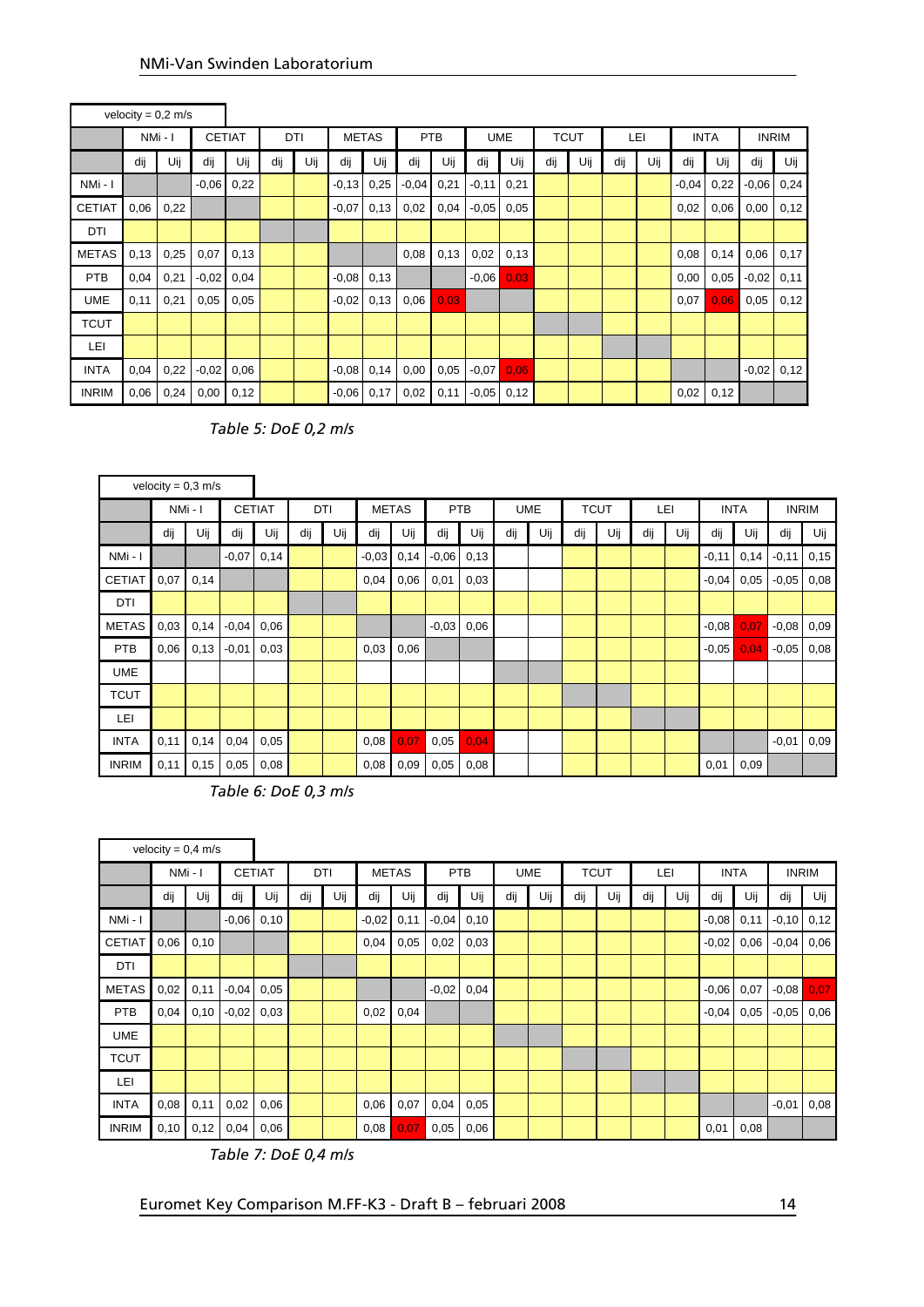| velocity = 0,2 m/s | | | | | | | | | | | | | | | | | | | | | |
|---|---|---|---|---|---|---|---|---|---|---|---|---|---|---|---|---|---|---|---|---|---|
| | NMi - I | | CETIAT | | DTI | | METAS | | PTB | | UME | | TCUT | | LEI | | INTA | | INRIM | |
| | dij | Uij | dij | Uij | dij | Uij | dij | Uij | dij | Uij | dij | Uij | dij | Uij | dij | Uij | dij | Uij | dij | Uij |
| NMi - I | | | -0,06 | 0,22 | | | -0,13 | 0,25 | -0,04 | 0,21 | -0,11 | 0,21 | | | | | -0,04 | 0,22 | -0,06 | 0,24 |
| CETIAT | 0,06 | 0,22 | | | | | -0,07 | 0,13 | 0,02 | 0,04 | -0,05 | 0,05 | | | | | 0,02 | 0,06 | 0,00 | 0,12 |
| DTI | | | | | | | | | | | | | | | | | | | | |
| METAS | 0,13 | 0,25 | 0,07 | 0,13 | | | | | 0,08 | 0,13 | 0,02 | 0,13 | | | | | 0,08 | 0,14 | 0,06 | 0,17 |
| PTB | 0,04 | 0,21 | -0,02 | 0,04 | | | -0,08 | 0,13 | | | -0,06 | 0,03 | | | | | 0,00 | 0,05 | -0,02 | 0,11 |
| UME | 0,11 | 0,21 | 0,05 | 0,05 | | | -0,02 | 0,13 | 0,06 | 0,03 | | | | | | | 0,07 | 0,06 | 0,05 | 0,12 |
| TCUT | | | | | | | | | | | | | | | | | | | | |
| LEI | | | | | | | | | | | | | | | | | | | | |
| INTA | 0,04 | 0,22 | -0,02 | 0,06 | | | -0,08 | 0,14 | 0,00 | 0,05 | -0,07 | 0,06 | | | | | | | -0,02 | 0,12 |
| INRIM | 0,06 | 0,24 | 0,00 | 0,12 | | | -0,06 | 0,17 | 0,02 | 0,11 | -0,05 | 0,12 | | | | | 0,02 | 0,12 | | |

*Table 5: DoE 0,2 m/s*

| velocity = 0,3 m/s | | | | | | | | | | | | | | | | | | | | | |
|---|---|---|---|---|---|---|---|---|---|---|---|---|---|---|---|---|---|---|---|---|---|
| | NMi - I | | CETIAT | | DTI | | METAS | | PTB | | UME | | TCUT | | LEI | | INTA | | INRIM | |
| | dij | Uij | dij | Uij | dij | Uij | dij | Uij | dij | Uij | dij | Uij | dij | Uij | dij | Uij | dij | Uij | dij | Uij |
| NMi - I | | | -0,07 | 0,14 | | | -0,03 | 0,14 | -0,06 | 0,13 | | | | | | | -0,11 | 0,14 | -0,11 | 0,15 |
| CETIAT | 0,07 | 0,14 | | | | | 0,04 | 0,06 | 0,01 | 0,03 | | | | | | | -0,04 | 0,05 | -0,05 | 0,08 |
| DTI | | | | | | | | | | | | | | | | | | | | |
| METAS | 0,03 | 0,14 | -0,04 | 0,06 | | | | | -0,03 | 0,06 | | | | | | | -0,08 | 0,07 | -0,08 | 0,09 |
| PTB | 0,06 | 0,13 | -0,01 | 0,03 | | | 0,03 | 0,06 | | | | | | | | | -0,05 | 0,04 | -0,05 | 0,08 |
| UME | | | | | | | | | | | | | | | | | | | | |
| TCUT | | | | | | | | | | | | | | | | | | | | |
| LEI | | | | | | | | | | | | | | | | | | | | |
| INTA | 0,11 | 0,14 | 0,04 | 0,05 | | | 0,08 | 0,07 | 0,05 | 0,04 | | | | | | | | | -0,01 | 0,09 |
| INRIM | 0,11 | 0,15 | 0,05 | 0,08 | | | 0,08 | 0,09 | 0,05 | 0,08 | | | | | | | 0,01 | 0,09 | | |

*Table 6: DoE 0,3 m/s*

| velocity = 0,4 m/s | | | | | | | | | | | | | | | | | | | | | |
|---|---|---|---|---|---|---|---|---|---|---|---|---|---|---|---|---|---|---|---|---|---|
| | NMi - I | | CETIAT | | DTI | | METAS | | PTB | | UME | | TCUT | | LEI | | INTA | | INRIM | |
| | dij | Uij | dij | Uij | dij | Uij | dij | Uij | dij | Uij | dij | Uij | dij | Uij | dij | Uij | dij | Uij | dij | Uij |
| NMi - I | | | -0,06 | 0,10 | | | -0,02 | 0,11 | -0,04 | 0,10 | | | | | | | -0,08 | 0,11 | -0,10 | 0,12 |
| CETIAT | 0,06 | 0,10 | | | | | 0,04 | 0,05 | 0,02 | 0,03 | | | | | | | -0,02 | 0,06 | -0,04 | 0,06 |
| DTI | | | | | | | | | | | | | | | | | | | | |
| METAS | 0,02 | 0,11 | -0,04 | 0,05 | | | | | -0,02 | 0,04 | | | | | | | -0,06 | 0,07 | -0,08 | 0,07 |
| PTB | 0,04 | 0,10 | -0,02 | 0,03 | | | 0,02 | 0,04 | | | | | | | | | -0,04 | 0,05 | -0,05 | 0,06 |
| UME | | | | | | | | | | | | | | | | | | | | |
| TCUT | | | | | | | | | | | | | | | | | | | | |
| LEI | | | | | | | | | | | | | | | | | | | | |
| INTA | 0,08 | 0,11 | 0,02 | 0,06 | | | 0,06 | 0,07 | 0,04 | 0,05 | | | | | | | | | -0,01 | 0,08 |
| INRIM | 0,10 | 0,12 | 0,04 | 0,06 | | | 0,08 | 0,07 | 0,05 | 0,06 | | | | | | | 0,01 | 0,08 | | |

*Table 7: DoE 0,4 m/s*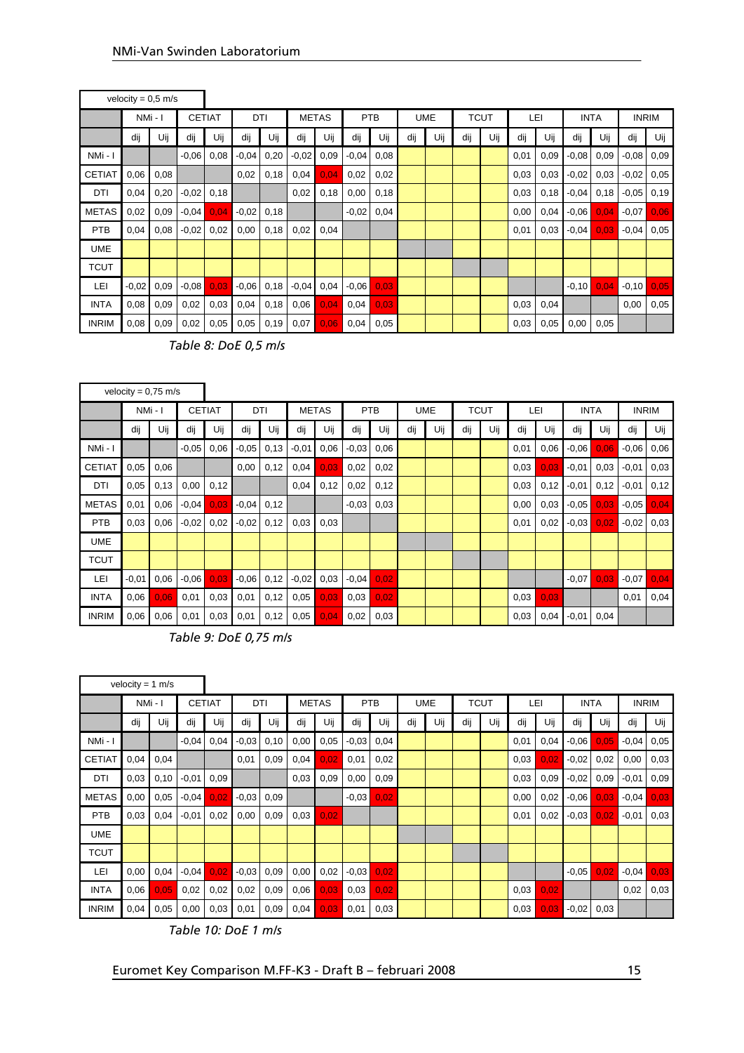| velocity = 0,5 m/s | | | | | | | | | | | | | | | | | | | | |
|---|---|---|---|---|---|---|---|---|---|---|---|---|---|---|---|---|---|---|---|---|
| | NMi - I | | CETIAT | | DTI | | METAS | | PTB | | UME | | TCUT | | LEI | | INTA | | INRIM | |
| | dij | Uij | dij | Uij | dij | Uij | dij | Uij | dij | Uij | dij | Uij | dij | Uij | dij | Uij | dij | Uij | dij | Uij |
| NMi - I | | | -0,06 | 0,08 | -0,04 | 0,20 | -0,02 | 0,09 | -0,04 | 0,08 | | | | | 0,01 | 0,09 | -0,08 | 0,09 | -0,08 | 0,09 |
| CETIAT | 0,06 | 0,08 | | | 0,02 | 0,18 | 0,04 | 0,04 | 0,02 | 0,02 | | | | | 0,03 | 0,03 | -0,02 | 0,03 | -0,02 | 0,05 |
| DTI | 0,04 | 0,20 | -0,02 | 0,18 | | | 0,02 | 0,18 | 0,00 | 0,18 | | | | | 0,03 | 0,18 | -0,04 | 0,18 | -0,05 | 0,19 |
| METAS | 0,02 | 0,09 | -0,04 | 0,04 | -0,02 | 0,18 | | | -0,02 | 0,04 | | | | | 0,00 | 0,04 | -0,06 | 0,04 | -0,07 | 0,06 |
| PTB | 0,04 | 0,08 | -0,02 | 0,02 | 0,00 | 0,18 | 0,02 | 0,04 | | | | | | | 0,01 | 0,03 | -0,04 | 0,03 | -0,04 | 0,05 |
| UME | | | | | | | | | | | | | | | | | | | | |
| TCUT | | | | | | | | | | | | | | | | | | | | |
| LEI | -0,02 | 0,09 | -0,08 | 0,03 | -0,06 | 0,18 | -0,04 | 0,04 | -0,06 | 0,03 | | | | | | | -0,10 | 0,04 | -0,10 | 0,05 |
| INTA | 0,08 | 0,09 | 0,02 | 0,03 | 0,04 | 0,18 | 0,06 | 0,04 | 0,04 | 0,03 | | | | | 0,03 | 0,04 | | | 0,00 | 0,05 |
| INRIM | 0,08 | 0,09 | 0,02 | 0,05 | 0,05 | 0,19 | 0,07 | 0,06 | 0,04 | 0,05 | | | | | 0,03 | 0,05 | 0,00 | 0,05 | | |

*Table 8: DoE 0,5 m/s*

| velocity = 0,75 m/s | | | | | | | | | | | | | | | | | | | | |
|---|---|---|---|---|---|---|---|---|---|---|---|---|---|---|---|---|---|---|---|---|
| | NMi - I | | CETIAT | | DTI | | METAS | | PTB | | UME | | TCUT | | LEI | | INTA | | INRIM | |
| | dij | Uij | dij | Uij | dij | Uij | dij | Uij | dij | Uij | dij | Uij | dij | Uij | dij | Uij | dij | Uij | dij | Uij |
| NMi - I | | | -0,05 | 0,06 | -0,05 | 0,13 | -0,01 | 0,06 | -0,03 | 0,06 | | | | | 0,01 | 0,06 | -0,06 | 0,06 | -0,06 | 0,06 |
| CETIAT | 0,05 | 0,06 | | | 0,00 | 0,12 | 0,04 | 0,03 | 0,02 | 0,02 | | | | | 0,03 | 0,03 | -0,01 | 0,03 | -0,01 | 0,03 |
| DTI | 0,05 | 0,13 | 0,00 | 0,12 | | | 0,04 | 0,12 | 0,02 | 0,12 | | | | | 0,03 | 0,12 | -0,01 | 0,12 | -0,01 | 0,12 |
| METAS | 0,01 | 0,06 | -0,04 | 0,03 | -0,04 | 0,12 | | | -0,03 | 0,03 | | | | | 0,00 | 0,03 | -0,05 | 0,03 | -0,05 | 0,04 |
| PTB | 0,03 | 0,06 | -0,02 | 0,02 | -0,02 | 0,12 | 0,03 | 0,03 | | | | | | | 0,01 | 0,02 | -0,03 | 0,02 | -0,02 | 0,03 |
| UME | | | | | | | | | | | | | | | | | | | | |
| TCUT | | | | | | | | | | | | | | | | | | | | |
| LEI | -0,01 | 0,06 | -0,06 | 0,03 | -0,06 | 0,12 | -0,02 | 0,03 | -0,04 | 0,02 | | | | | | | -0,07 | 0,03 | -0,07 | 0,04 |
| INTA | 0,06 | 0,06 | 0,01 | 0,03 | 0,01 | 0,12 | 0,05 | 0,03 | 0,03 | 0,02 | | | | | 0,03 | 0,03 | | | 0,01 | 0,04 |
| INRIM | 0,06 | 0,06 | 0,01 | 0,03 | 0,01 | 0,12 | 0,05 | 0,04 | 0,02 | 0,03 | | | | | 0,03 | 0,04 | -0,01 | 0,04 | | |

*Table 9: DoE 0,75 m/s*

| velocity = 1 m/s | | | | | | | | | | | | | | | | | | | | |
|---|---|---|---|---|---|---|---|---|---|---|---|---|---|---|---|---|---|---|---|---|
| | NMi - I | | CETIAT | | DTI | | METAS | | PTB | | UME | | TCUT | | LEI | | INTA | | INRIM | |
| | dij | Uij | dij | Uij | dij | Uij | dij | Uij | dij | Uij | dij | Uij | dij | Uij | dij | Uij | dij | Uij | dij | Uij |
| NMi - I | | | -0,04 | 0,04 | -0,03 | 0,10 | 0,00 | 0,05 | -0,03 | 0,04 | | | | | 0,01 | 0,04 | -0,06 | 0,05 | -0,04 | 0,05 |
| CETIAT | 0,04 | 0,04 | | | 0,01 | 0,09 | 0,04 | 0,02 | 0,01 | 0,02 | | | | | 0,03 | 0,02 | -0,02 | 0,02 | 0,00 | 0,03 |
| DTI | 0,03 | 0,10 | -0,01 | 0,09 | | | 0,03 | 0,09 | 0,00 | 0,09 | | | | | 0,03 | 0,09 | -0,02 | 0,09 | -0,01 | 0,09 |
| METAS | 0,00 | 0,05 | -0,04 | 0,02 | -0,03 | 0,09 | | | -0,03 | 0,02 | | | | | 0,00 | 0,02 | -0,06 | 0,03 | -0,04 | 0,03 |
| PTB | 0,03 | 0,04 | -0,01 | 0,02 | 0,00 | 0,09 | 0,03 | 0,02 | | | | | | | 0,01 | 0,02 | -0,03 | 0,02 | -0,01 | 0,03 |
| UME | | | | | | | | | | | | | | | | | | | | |
| TCUT | | | | | | | | | | | | | | | | | | | | |
| LEI | 0,00 | 0,04 | -0,04 | 0,02 | -0,03 | 0,09 | 0,00 | 0,02 | -0,03 | 0,02 | | | | | | | -0,05 | 0,02 | -0,04 | 0,03 |
| INTA | 0,06 | 0,05 | 0,02 | 0,02 | 0,02 | 0,09 | 0,06 | 0,03 | 0,03 | 0,02 | | | | | 0,03 | 0,02 | | | 0,02 | 0,03 |
| INRIM | 0,04 | 0,05 | 0,00 | 0,03 | 0,01 | 0,09 | 0,04 | 0,03 | 0,01 | 0,03 | | | | | 0,03 | 0,03 | -0,02 | 0,03 | | |

*Table 10: DoE 1 m/s*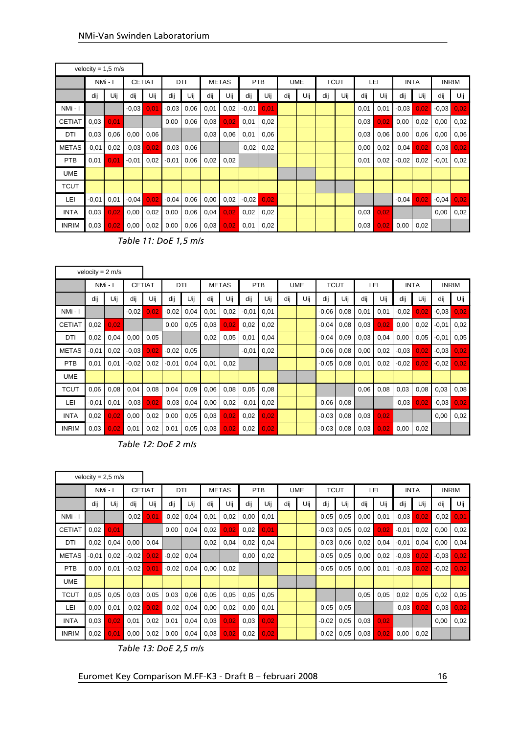| velocity = 1,5 m/s | | | | | | | | | | | | | | | | | | | | |
|---|---|---|---|---|---|---|---|---|---|---|---|---|---|---|---|---|---|---|---|---|
| | NMi - I | | CETIAT | | DTI | | METAS | | PTB | | UME | | TCUT | | LEI | | INTA | | INRIM | |
| | dij | Uij | dij | Uij | dij | Uij | dij | Uij | dij | Uij | dij | Uij | dij | Uij | dij | Uij | dij | Uij | dij | Uij |
| NMi - I | | | -0,03 | 0,01 | -0,03 | 0,06 | 0,01 | 0,02 | -0,01 | 0,01 | | | | | 0,01 | 0,01 | -0,03 | 0,02 | -0,03 | 0,02 |
| CETIAT | 0,03 | 0,01 | | | 0,00 | 0,06 | 0,03 | 0,02 | 0,01 | 0,02 | | | | | 0,03 | 0,02 | 0,00 | 0,02 | 0,00 | 0,02 |
| DTI | 0,03 | 0,06 | 0,00 | 0,06 | | | 0,03 | 0,06 | 0,01 | 0,06 | | | | | 0,03 | 0,06 | 0,00 | 0,06 | 0,00 | 0,06 |
| METAS | -0,01 | 0,02 | -0,03 | 0,02 | -0,03 | 0,06 | | | -0,02 | 0,02 | | | | | 0,00 | 0,02 | -0,04 | 0,02 | -0,03 | 0,02 |
| PTB | 0,01 | 0,01 | -0,01 | 0,02 | -0,01 | 0,06 | 0,02 | 0,02 | | | | | | | 0,01 | 0,02 | -0,02 | 0,02 | -0,01 | 0,02 |
| UME | | | | | | | | | | | | | | | | | | | | |
| TCUT | | | | | | | | | | | | | | | | | | | | |
| LEI | -0,01 | 0,01 | -0,04 | 0,02 | -0,04 | 0,06 | 0,00 | 0,02 | -0,02 | 0,02 | | | | | | | -0,04 | 0,02 | -0,04 | 0,02 |
| INTA | 0,03 | 0,02 | 0,00 | 0,02 | 0,00 | 0,06 | 0,04 | 0,02 | 0,02 | 0,02 | | | | | 0,03 | 0,02 | | | 0,00 | 0,02 |
| INRIM | 0,03 | 0,02 | 0,00 | 0,02 | 0,00 | 0,06 | 0,03 | 0,02 | 0,01 | 0,02 | | | | | 0,03 | 0,02 | 0,00 | 0,02 | | |

*Table 11: DoE 1,5 m/s*

| velocity = 2 m/s | | | | | | | | | | | | | | | | | | | | |
|---|---|---|---|---|---|---|---|---|---|---|---|---|---|---|---|---|---|---|---|---|
| | NMi - I | | CETIAT | | DTI | | METAS | | PTB | | UME | | TCUT | | LEI | | INTA | | INRIM | |
| | dij | Uij | dij | Uij | dij | Uij | dij | Uij | dij | Uij | dij | Uij | dij | Uij | dij | Uij | dij | Uij | dij | Uij |
| NMi - I | | | -0,02 | 0,02 | -0,02 | 0,04 | 0,01 | 0,02 | -0,01 | 0,01 | | | -0,06 | 0,08 | 0,01 | 0,01 | -0,02 | 0,02 | -0,03 | 0,02 |
| CETIAT | 0,02 | 0,02 | | | 0,00 | 0,05 | 0,03 | 0,02 | 0,02 | 0,02 | | | -0,04 | 0,08 | 0,03 | 0,02 | 0,00 | 0,02 | -0,01 | 0,02 |
| DTI | 0,02 | 0,04 | 0,00 | 0,05 | | | 0,02 | 0,05 | 0,01 | 0,04 | | | -0,04 | 0,09 | 0,03 | 0,04 | 0,00 | 0,05 | -0,01 | 0,05 |
| METAS | -0,01 | 0,02 | -0,03 | 0,02 | -0,02 | 0,05 | | | -0,01 | 0,02 | | | -0,06 | 0,08 | 0,00 | 0,02 | -0,03 | 0,02 | -0,03 | 0,02 |
| PTB | 0,01 | 0,01 | -0,02 | 0,02 | -0,01 | 0,04 | 0,01 | 0,02 | | | | | -0,05 | 0,08 | 0,01 | 0,02 | -0,02 | 0,02 | -0,02 | 0,02 |
| UME | | | | | | | | | | | | | | | | | | | | |
| TCUT | 0,06 | 0,08 | 0,04 | 0,08 | 0,04 | 0,09 | 0,06 | 0,08 | 0,05 | 0,08 | | | | | 0,06 | 0,08 | 0,03 | 0,08 | 0,03 | 0,08 |
| LEI | -0,01 | 0,01 | -0,03 | 0,02 | -0,03 | 0,04 | 0,00 | 0,02 | -0,01 | 0,02 | | | -0,06 | 0,08 | | | -0,03 | 0,02 | -0,03 | 0,02 |
| INTA | 0,02 | 0,02 | 0,00 | 0,02 | 0,00 | 0,05 | 0,03 | 0,02 | 0,02 | 0,02 | | | -0,03 | 0,08 | 0,03 | 0,02 | | | 0,00 | 0,02 |
| INRIM | 0,03 | 0,02 | 0,01 | 0,02 | 0,01 | 0,05 | 0,03 | 0,02 | 0,02 | 0,02 | | | -0,03 | 0,08 | 0,03 | 0,02 | 0,00 | 0,02 | | |

*Table 12: DoE 2 m/s*

| velocity = 2,5 m/s | | | | | | | | | | | | | | | | | | | | |
|---|---|---|---|---|---|---|---|---|---|---|---|---|---|---|---|---|---|---|---|---|
| | NMi - I | | CETIAT | | DTI | | METAS | | PTB | | UME | | TCUT | | LEI | | INTA | | INRIM | |
| | dij | Uij | dij | Uij | dij | Uij | dij | Uij | dij | Uij | dij | Uij | dij | Uij | dij | Uij | dij | Uij | dij | Uij |
| NMi - I | | | -0,02 | 0,01 | -0,02 | 0,04 | 0,01 | 0,02 | 0,00 | 0,01 | | | -0,05 | 0,05 | 0,00 | 0,01 | -0,03 | 0,02 | -0,02 | 0,01 |
| CETIAT | 0,02 | 0,01 | | | 0,00 | 0,04 | 0,02 | 0,02 | 0,02 | 0,01 | | | -0,03 | 0,05 | 0,02 | 0,02 | -0,01 | 0,02 | 0,00 | 0,02 |
| DTI | 0,02 | 0,04 | 0,00 | 0,04 | | | 0,02 | 0,04 | 0,02 | 0,04 | | | -0,03 | 0,06 | 0,02 | 0,04 | -0,01 | 0,04 | 0,00 | 0,04 |
| METAS | -0,01 | 0,02 | -0,02 | 0,02 | -0,02 | 0,04 | | | 0,00 | 0,02 | | | -0,05 | 0,05 | 0,00 | 0,02 | -0,03 | 0,02 | -0,03 | 0,02 |
| PTB | 0,00 | 0,01 | -0,02 | 0,01 | -0,02 | 0,04 | 0,00 | 0,02 | | | | | -0,05 | 0,05 | 0,00 | 0,01 | -0,03 | 0,02 | -0,02 | 0,02 |
| UME | | | | | | | | | | | | | | | | | | | | |
| TCUT | 0,05 | 0,05 | 0,03 | 0,05 | 0,03 | 0,06 | 0,05 | 0,05 | 0,05 | 0,05 | | | | | 0,05 | 0,05 | 0,02 | 0,05 | 0,02 | 0,05 |
| LEI | 0,00 | 0,01 | -0,02 | 0,02 | -0,02 | 0,04 | 0,00 | 0,02 | 0,00 | 0,01 | | | -0,05 | 0,05 | | | -0,03 | 0,02 | -0,03 | 0,02 |
| INTA | 0,03 | 0,02 | 0,01 | 0,02 | 0,01 | 0,04 | 0,03 | 0,02 | 0,03 | 0,02 | | | -0,02 | 0,05 | 0,03 | 0,02 | | | 0,00 | 0,02 |
| INRIM | 0,02 | 0,01 | 0,00 | 0,02 | 0,00 | 0,04 | 0,03 | 0,02 | 0,02 | 0,02 | | | -0,02 | 0,05 | 0,03 | 0,02 | 0,00 | 0,02 | | |

*Table 13: DoE 2,5 m/s*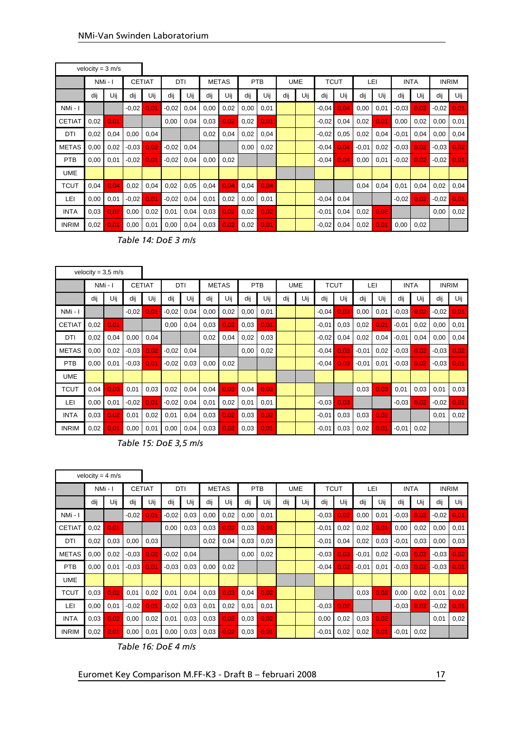| velocity = 3 m/s | | | | | | | | | | | | | | | | | | | | |
|---|---|---|---|---|---|---|---|---|---|---|---|---|---|---|---|---|---|---|---|---|
| | NMi - I | | CETIAT | | DTI | | METAS | | PTB | | UME | | TCUT | | LEI | | INTA | | INRIM | |
| | dij | Uij | dij | Uij | dij | Uij | dij | Uij | dij | Uij | dij | Uij | dij | Uij | dij | Uij | dij | Uij | dij | Uij |
| NMi - I | | | -0,02 | 0,01 | -0,02 | 0,04 | 0,00 | 0,02 | 0,00 | 0,01 | | | -0,04 | 0,04 | 0,00 | 0,01 | -0,03 | 0,02 | -0,02 | 0,01 |
| CETIAT | 0,02 | 0,01 | | | 0,00 | 0,04 | 0,03 | 0,02 | 0,02 | 0,01 | | | -0,02 | 0,04 | 0,02 | 0,01 | 0,00 | 0,02 | 0,00 | 0,01 |
| DTI | 0,02 | 0,04 | 0,00 | 0,04 | | | 0,02 | 0,04 | 0,02 | 0,04 | | | -0,02 | 0,05 | 0,02 | 0,04 | -0,01 | 0,04 | 0,00 | 0,04 |
| METAS | 0,00 | 0,02 | -0,03 | 0,02 | -0,02 | 0,04 | | | 0,00 | 0,02 | | | -0,04 | 0,04 | -0,01 | 0,02 | -0,03 | 0,02 | -0,03 | 0,02 |
| PTB | 0,00 | 0,01 | -0,02 | 0,01 | -0,02 | 0,04 | 0,00 | 0,02 | | | | | -0,04 | 0,04 | 0,00 | 0,01 | -0,02 | 0,02 | -0,02 | 0,01 |
| UME | | | | | | | | | | | | | | | | | | | | |
| TCUT | 0,04 | 0,04 | 0,02 | 0,04 | 0,02 | 0,05 | 0,04 | 0,04 | 0,04 | 0,04 | | | | | 0,04 | 0,04 | 0,01 | 0,04 | 0,02 | 0,04 |
| LEI | 0,00 | 0,01 | -0,02 | 0,01 | -0,02 | 0,04 | 0,01 | 0,02 | 0,00 | 0,01 | | | -0,04 | 0,04 | | | -0,02 | 0,02 | -0,02 | 0,01 |
| INTA | 0,03 | 0,02 | 0,00 | 0,02 | 0,01 | 0,04 | 0,03 | 0,02 | 0,02 | 0,02 | | | -0,01 | 0,04 | 0,02 | 0,02 | | | 0,00 | 0,02 |
| INRIM | 0,02 | 0,01 | 0,00 | 0,01 | 0,00 | 0,04 | 0,03 | 0,02 | 0,02 | 0,01 | | | -0,02 | 0,04 | 0,02 | 0,01 | 0,00 | 0,02 | | |

*Table 14: DoE 3 m/s*

| velocity = 3,5 m/s | | | | | | | | | | | | | | | | | | | | |
|---|---|---|---|---|---|---|---|---|---|---|---|---|---|---|---|---|---|---|---|---|
| | NMi - I | | CETIAT | | DTI | | METAS | | PTB | | UME | | TCUT | | LEI | | INTA | | INRIM | |
| | dij | Uij | dij | Uij | dij | Uij | dij | Uij | dij | Uij | dij | Uij | dij | Uij | dij | Uij | dij | Uij | dij | Uij |
| NMi - I | | | -0,02 | 0,01 | -0,02 | 0,04 | 0,00 | 0,02 | 0,00 | 0,01 | | | -0,04 | 0,03 | 0,00 | 0,01 | -0,03 | 0,02 | -0,02 | 0,01 |
| CETIAT | 0,02 | 0,01 | | | 0,00 | 0,04 | 0,03 | 0,02 | 0,03 | 0,01 | | | -0,01 | 0,03 | 0,02 | 0,01 | -0,01 | 0,02 | 0,00 | 0,01 |
| DTI | 0,02 | 0,04 | 0,00 | 0,04 | | | 0,02 | 0,04 | 0,02 | 0,03 | | | -0,02 | 0,04 | 0,02 | 0,04 | -0,01 | 0,04 | 0,00 | 0,04 |
| METAS | 0,00 | 0,02 | -0,03 | 0,02 | -0,02 | 0,04 | | | 0,00 | 0,02 | | | -0,04 | 0,03 | -0,01 | 0,02 | -0,03 | 0,02 | -0,03 | 0,02 |
| PTB | 0,00 | 0,01 | -0,03 | 0,01 | -0,02 | 0,03 | 0,00 | 0,02 | | | | | -0,04 | 0,03 | -0,01 | 0,01 | -0,03 | 0,02 | -0,03 | 0,01 |
| UME | | | | | | | | | | | | | | | | | | | | |
| TCUT | 0,04 | 0,03 | 0,01 | 0,03 | 0,02 | 0,04 | 0,04 | 0,03 | 0,04 | 0,03 | | | | | 0,03 | 0,03 | 0,01 | 0,03 | 0,01 | 0,03 |
| LEI | 0,00 | 0,01 | -0,02 | 0,01 | -0,02 | 0,04 | 0,01 | 0,02 | 0,01 | 0,01 | | | -0,03 | 0,03 | | | -0,03 | 0,02 | -0,02 | 0,01 |
| INTA | 0,03 | 0,02 | 0,01 | 0,02 | 0,01 | 0,04 | 0,03 | 0,02 | 0,03 | 0,02 | | | -0,01 | 0,03 | 0,03 | 0,02 | | | 0,01 | 0,02 |
| INRIM | 0,02 | 0,01 | 0,00 | 0,01 | 0,00 | 0,04 | 0,03 | 0,02 | 0,03 | 0,01 | | | -0,01 | 0,03 | 0,02 | 0,01 | -0,01 | 0,02 | | |

*Table 15: DoE 3,5 m/s*

| velocity = 4 m/s | | | | | | | | | | | | | | | | | | | | |
|---|---|---|---|---|---|---|---|---|---|---|---|---|---|---|---|---|---|---|---|---|
| | NMi - I | | CETIAT | | DTI | | METAS | | PTB | | UME | | TCUT | | LEI | | INTA | | INRIM | |
| | dij | Uij | dij | Uij | dij | Uij | dij | Uij | dij | Uij | dij | Uij | dij | Uij | dij | Uij | dij | Uij | dij | Uij |
| NMi - I | | | -0,02 | 0,01 | -0,02 | 0,03 | 0,00 | 0,02 | 0,00 | 0,01 | | | -0,03 | 0,02 | 0,00 | 0,01 | -0,03 | 0,02 | -0,02 | 0,01 |
| CETIAT | 0,02 | 0,01 | | | 0,00 | 0,03 | 0,03 | 0,02 | 0,03 | 0,01 | | | -0,01 | 0,02 | 0,02 | 0,01 | 0,00 | 0,02 | 0,00 | 0,01 |
| DTI | 0,02 | 0,03 | 0,00 | 0,03 | | | 0,02 | 0,04 | 0,03 | 0,03 | | | -0,01 | 0,04 | 0,02 | 0,03 | -0,01 | 0,03 | 0,00 | 0,03 |
| METAS | 0,00 | 0,02 | -0,03 | 0,02 | -0,02 | 0,04 | | | 0,00 | 0,02 | | | -0,03 | 0,03 | -0,01 | 0,02 | -0,03 | 0,02 | -0,03 | 0,02 |
| PTB | 0,00 | 0,01 | -0,03 | 0,01 | -0,03 | 0,03 | 0,00 | 0,02 | | | | | -0,04 | 0,02 | -0,01 | 0,01 | -0,03 | 0,02 | -0,03 | 0,01 |
| UME | | | | | | | | | | | | | | | | | | | | |
| TCUT | 0,03 | 0,02 | 0,01 | 0,02 | 0,01 | 0,04 | 0,03 | 0,03 | 0,04 | 0,02 | | | | | 0,03 | 0,02 | 0,00 | 0,02 | 0,01 | 0,02 |
| LEI | 0,00 | 0,01 | -0,02 | 0,01 | -0,02 | 0,03 | 0,01 | 0,02 | 0,01 | 0,01 | | | -0,03 | 0,02 | | | -0,03 | 0,02 | -0,02 | 0,01 |
| INTA | 0,03 | 0,02 | 0,00 | 0,02 | 0,01 | 0,03 | 0,03 | 0,02 | 0,03 | 0,02 | | | 0,00 | 0,02 | 0,03 | 0,02 | | | 0,01 | 0,02 |
| INRIM | 0,02 | 0,01 | 0,00 | 0,01 | 0,00 | 0,03 | 0,03 | 0,02 | 0,03 | 0,01 | | | -0,01 | 0,02 | 0,02 | 0,01 | -0,01 | 0,02 | | |

*Table 16: DoE 4 m/s*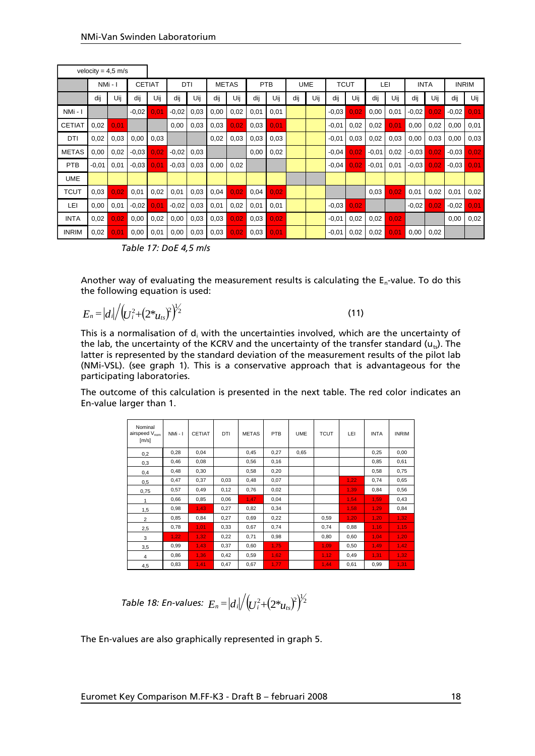| velocity = 4,5 m/s | | | | | | | | | | | | | | | | | | | | | |
|---|---|---|---|---|---|---|---|---|---|---|---|---|---|---|---|---|---|---|---|---|---|
| | NMi - I | | CETIAT | | DTI | | METAS | | PTB | | UME | | TCUT | | LEI | | INTA | | INRIM | |
| | dij | Uij | dij | Uij | dij | Uij | dij | Uij | dij | Uij | dij | Uij | dij | Uij | dij | Uij | dij | Uij | dij | Uij |
| NMi - I | | | -0,02 | 0,01 | -0,02 | 0,03 | 0,00 | 0,02 | 0,01 | 0,01 | | | -0,03 | 0,02 | 0,00 | 0,01 | -0,02 | 0,02 | -0,02 | 0,01 |
| CETIAT | 0,02 | 0,01 | | | 0,00 | 0,03 | 0,03 | 0,02 | 0,03 | 0,01 | | | -0,01 | 0,02 | 0,02 | 0,01 | 0,00 | 0,02 | 0,00 | 0,01 |
| DTI | 0,02 | 0,03 | 0,00 | 0,03 | | | 0,02 | 0,03 | 0,03 | 0,03 | | | -0,01 | 0,03 | 0,02 | 0,03 | 0,00 | 0,03 | 0,00 | 0,03 |
| METAS | 0,00 | 0,02 | -0,03 | 0,02 | -0,02 | 0,03 | | | 0,00 | 0,02 | | | -0,04 | 0,02 | -0,01 | 0,02 | -0,03 | 0,02 | -0,03 | 0,02 |
| PTB | -0,01 | 0,01 | -0,03 | 0,01 | -0,03 | 0,03 | 0,00 | 0,02 | | | | | -0,04 | 0,02 | -0,01 | 0,01 | -0,03 | 0,02 | -0,03 | 0,01 |
| UME | | | | | | | | | | | | | | | | | | | | |
| TCUT | 0,03 | 0,02 | 0,01 | 0,02 | 0,01 | 0,03 | 0,04 | 0,02 | 0,04 | 0,02 | | | | | 0,03 | 0,02 | 0,01 | 0,02 | 0,01 | 0,02 |
| LEI | 0,00 | 0,01 | -0,02 | 0,01 | -0,02 | 0,03 | 0,01 | 0,02 | 0,01 | 0,01 | | | -0,03 | 0,02 | | | -0,02 | 0,02 | -0,02 | 0,01 |
| INTA | 0,02 | 0,02 | 0,00 | 0,02 | 0,00 | 0,03 | 0,03 | 0,02 | 0,03 | 0,02 | | | -0,01 | 0,02 | 0,02 | 0,02 | | | 0,00 | 0,02 |
| INRIM | 0,02 | 0,01 | 0,00 | 0,01 | 0,00 | 0,03 | 0,03 | 0,02 | 0,03 | 0,01 | | | -0,01 | 0,02 | 0,02 | 0,01 | 0,00 | 0,02 | | |

*Table 17: DoE 4,5 m/s*

Another way of evaluating the measurement results is calculating the $E_n$-value. To do this the following equation is used:

$$E_n = |d_i| \Big/ \left(U_i^2 + (2{*}u_{ts})^2\right)^{1/2} \qquad (11)$$

This is a normalisation of $d_i$ with the uncertainties involved, which are the uncertainty of the lab, the uncertainty of the KCRV and the uncertainty of the transfer standard ($u_{ts}$). The latter is represented by the standard deviation of the measurement results of the pilot lab (NMi-VSL). (see graph 1). This is a conservative approach that is advantageous for the participating laboratories.

The outcome of this calculation is presented in the next table. The red color indicates an En-value larger than 1.

| Nominal airspeed $V_{nom}$ [m/s] | NMi - I | CETIAT | DTI | METAS | PTB | UME | TCUT | LEI | INTA | INRIM |
|---|---|---|---|---|---|---|---|---|---|---|
| 0,2 | 0,28 | 0,04 | | 0,45 | 0,27 | 0,65 | | | 0,25 | 0,00 |
| 0,3 | 0,46 | 0,08 | | 0,56 | 0,16 | | | | 0,85 | 0,61 |
| 0,4 | 0,48 | 0,30 | | 0,58 | 0,20 | | | | 0,58 | 0,75 |
| 0,5 | 0,47 | 0,37 | 0,03 | 0,48 | 0,07 | | | 1,22 | 0,74 | 0,65 |
| 0,75 | 0,57 | 0,49 | 0,12 | 0,76 | 0,02 | | | 1,39 | 0,84 | 0,56 |
| 1 | 0,66 | 0,85 | 0,06 | 1,47 | 0,04 | | | 1,54 | 1,59 | 0,43 |
| 1,5 | 0,98 | 1,43 | 0,27 | 0,82 | 0,34 | | | 1,58 | 1,29 | 0,84 |
| 2 | 0,85 | 0,84 | 0,27 | 0,69 | 0,22 | | 0,59 | 1,20 | 1,20 | 1,32 |
| 2,5 | 0,78 | 1,01 | 0,33 | 0,67 | 0,74 | | 0,74 | 0,88 | 1,16 | 1,15 |
| 3 | 1,22 | 1,32 | 0,22 | 0,71 | 0,98 | | 0,80 | 0,60 | 1,04 | 1,20 |
| 3,5 | 0,99 | 1,43 | 0,37 | 0,60 | 1,75 | | 1,09 | 0,50 | 1,49 | 1,42 |
| 4 | 0,86 | 1,38 | 0,42 | 0,59 | 1,62 | | 1,12 | 0,49 | 1,31 | 1,32 |
| 4,5 | 0,83 | 1,41 | 0,47 | 0,67 | 1,77 | | 1,44 | 0,61 | 0,99 | 1,31 |

*Table 18: En-values:* $E_n = |d_i| \Big/ \left(U_i^2 + (2{*}u_{ts})^2\right)^{1/2}$

The En-values are also graphically represented in graph 5.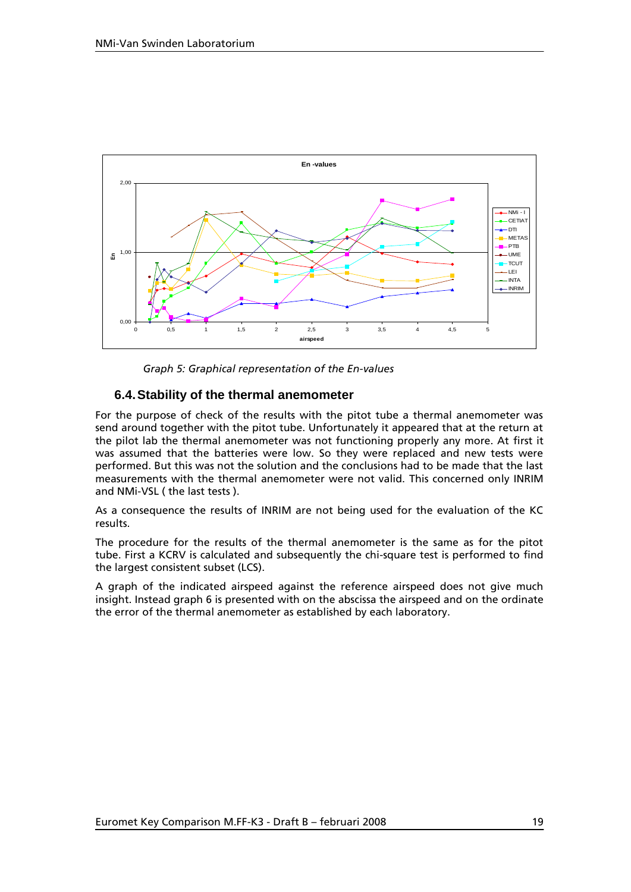En -values

2,00
1,00
0,00

En

0 0,5 1 1,5 2 2,5 3 3,5 4 4,5 5

airspeed

NMi - I
CETIAT
DTI
METAS
PTB
UME
TCUT
LEI
INTA
INRIM

*Graph 5: Graphical representation of the En-values*

## 6.4. Stability of the thermal anemometer

For the purpose of check of the results with the pitot tube a thermal anemometer was send around together with the pitot tube. Unfortunately it appeared that at the return at the pilot lab the thermal anemometer was not functioning properly any more. At first it was assumed that the batteries were low. So they were replaced and new tests were performed. But this was not the solution and the conclusions had to be made that the last measurements with the thermal anemometer were not valid. This concerned only INRIM and NMi-VSL ( the last tests ).

As a consequence the results of INRIM are not being used for the evaluation of the KC results.

The procedure for the results of the thermal anemometer is the same as for the pitot tube. First a KCRV is calculated and subsequently the chi-square test is performed to find the largest consistent subset (LCS).

A graph of the indicated airspeed against the reference airspeed does not give much insight. Instead graph 6 is presented with on the abscissa the airspeed and on the ordinate the error of the thermal anemometer as established by each laboratory.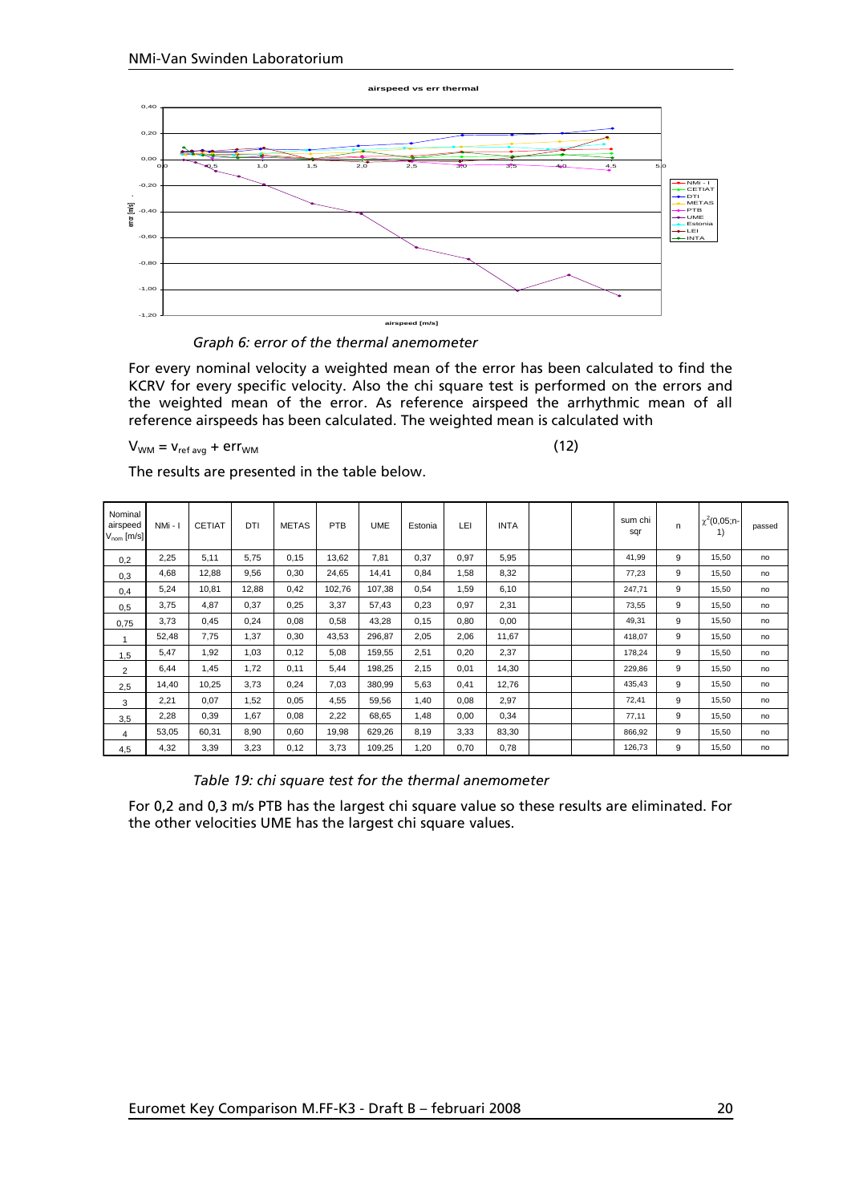airspeed vs err thermal

0,40
0,20
0,00
-0,20
-0,40
-0,60
-0,80
-1,00
-1,20

0,0 0,5 1,0 1,5 2,0 2,5 3,0 3,5 4,0 4,5 5,0

error [m/s]

airspeed [m/s]

NMi - I
CETIAT
DTI
METAS
PTB
UME
Estonia
LEI
INTA

*Graph 6: error of the thermal anemometer*

For every nominal velocity a weighted mean of the error has been calculated to find the KCRV for every specific velocity. Also the chi square test is performed on the errors and the weighted mean of the error. As reference airspeed the arrhythmic mean of all reference airspeeds has been calculated. The weighted mean is calculated with

$$V_{WM} = v_{ref\ avg} + err_{WM} \qquad (12)$$

The results are presented in the table below.

| Nominal airspeed $V_{nom}$ [m/s] | NMi - I | CETIAT | DTI | METAS | PTB | UME | Estonia | LEI | INTA | | | sum chi sqr | n | $\chi^2(0,05;n-1)$ | passed |
|---|---|---|---|---|---|---|---|---|---|---|---|---|---|---|---|
| 0,2 | 2,25 | 5,11 | 5,75 | 0,15 | 13,62 | 7,81 | 0,37 | 0,97 | 5,95 | | | 41,99 | 9 | 15,50 | no |
| 0,3 | 4,68 | 12,88 | 9,56 | 0,30 | 24,65 | 14,41 | 0,84 | 1,58 | 8,32 | | | 77,23 | 9 | 15,50 | no |
| 0,4 | 5,24 | 10,81 | 12,88 | 0,42 | 102,76 | 107,38 | 0,54 | 1,59 | 6,10 | | | 247,71 | 9 | 15,50 | no |
| 0,5 | 3,75 | 4,87 | 0,37 | 0,25 | 3,37 | 57,43 | 0,23 | 0,97 | 2,31 | | | 73,55 | 9 | 15,50 | no |
| 0,75 | 3,73 | 0,45 | 0,24 | 0,08 | 0,58 | 43,28 | 0,15 | 0,80 | 0,00 | | | 49,31 | 9 | 15,50 | no |
| 1 | 52,48 | 7,75 | 1,37 | 0,30 | 43,53 | 296,87 | 2,05 | 2,06 | 11,67 | | | 418,07 | 9 | 15,50 | no |
| 1,5 | 5,47 | 1,92 | 1,03 | 0,12 | 5,08 | 159,55 | 2,51 | 0,20 | 2,37 | | | 178,24 | 9 | 15,50 | no |
| 2 | 6,44 | 1,45 | 1,72 | 0,11 | 5,44 | 198,25 | 2,15 | 0,01 | 14,30 | | | 229,86 | 9 | 15,50 | no |
| 2,5 | 14,40 | 10,25 | 3,73 | 0,24 | 7,03 | 380,99 | 5,63 | 0,41 | 12,76 | | | 435,43 | 9 | 15,50 | no |
| 3 | 2,21 | 0,07 | 1,52 | 0,05 | 4,55 | 59,56 | 1,40 | 0,08 | 2,97 | | | 72,41 | 9 | 15,50 | no |
| 3,5 | 2,28 | 0,39 | 1,67 | 0,08 | 2,22 | 68,65 | 1,48 | 0,00 | 0,34 | | | 77,11 | 9 | 15,50 | no |
| 4 | 53,05 | 60,31 | 8,90 | 0,60 | 19,98 | 629,26 | 8,19 | 3,33 | 83,30 | | | 866,92 | 9 | 15,50 | no |
| 4,5 | 4,32 | 3,39 | 3,23 | 0,12 | 3,73 | 109,25 | 1,20 | 0,70 | 0,78 | | | 126,73 | 9 | 15,50 | no |

*Table 19: chi square test for the thermal anemometer*

For 0,2 and 0,3 m/s PTB has the largest chi square value so these results are eliminated. For the other velocities UME has the largest chi square values.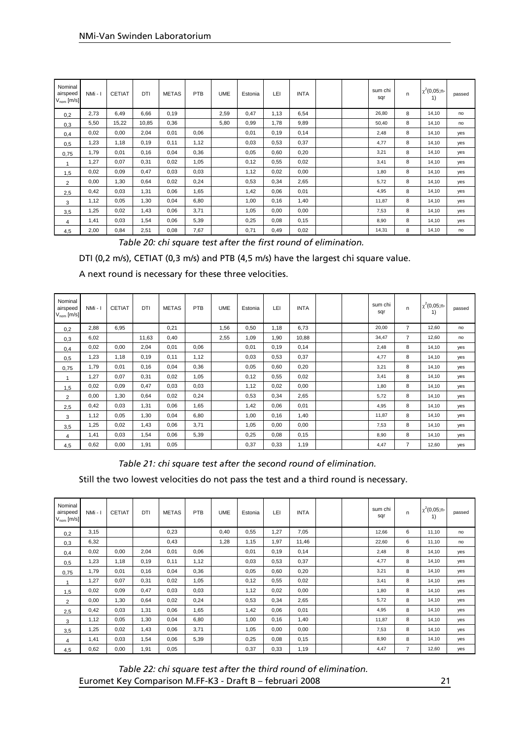| Nominal airspeed $V_{nom}$ [m/s] | NMi - I | CETIAT | DTI | METAS | PTB | UME | Estonia | LEI | INTA | | | sum chi sqr | n | $\chi^2$(0,05;n-1) | passed |
|---|---|---|---|---|---|---|---|---|---|---|---|---|---|---|---|
| 0,2 | 2,73 | 6,49 | 6,66 | 0,19 | | 2,59 | 0,47 | 1,13 | 6,54 | | | 26,80 | 8 | 14,10 | no |
| 0,3 | 5,50 | 15,22 | 10,85 | 0,36 | | 5,80 | 0,99 | 1,78 | 9,89 | | | 50,40 | 8 | 14,10 | no |
| 0,4 | 0,02 | 0,00 | 2,04 | 0,01 | 0,06 | | 0,01 | 0,19 | 0,14 | | | 2,48 | 8 | 14,10 | yes |
| 0,5 | 1,23 | 1,18 | 0,19 | 0,11 | 1,12 | | 0,03 | 0,53 | 0,37 | | | 4,77 | 8 | 14,10 | yes |
| 0,75 | 1,79 | 0,01 | 0,16 | 0,04 | 0,36 | | 0,05 | 0,60 | 0,20 | | | 3,21 | 8 | 14,10 | yes |
| 1 | 1,27 | 0,07 | 0,31 | 0,02 | 1,05 | | 0,12 | 0,55 | 0,02 | | | 3,41 | 8 | 14,10 | yes |
| 1,5 | 0,02 | 0,09 | 0,47 | 0,03 | 0,03 | | 1,12 | 0,02 | 0,00 | | | 1,80 | 8 | 14,10 | yes |
| 2 | 0,00 | 1,30 | 0,64 | 0,02 | 0,24 | | 0,53 | 0,34 | 2,65 | | | 5,72 | 8 | 14,10 | yes |
| 2,5 | 0,42 | 0,03 | 1,31 | 0,06 | 1,65 | | 1,42 | 0,06 | 0,01 | | | 4,95 | 8 | 14,10 | yes |
| 3 | 1,12 | 0,05 | 1,30 | 0,04 | 6,80 | | 1,00 | 0,16 | 1,40 | | | 11,87 | 8 | 14,10 | yes |
| 3,5 | 1,25 | 0,02 | 1,43 | 0,06 | 3,71 | | 1,05 | 0,00 | 0,00 | | | 7,53 | 8 | 14,10 | yes |
| 4 | 1,41 | 0,03 | 1,54 | 0,06 | 5,39 | | 0,25 | 0,08 | 0,15 | | | 8,90 | 8 | 14,10 | yes |
| 4,5 | 2,00 | 0,84 | 2,51 | 0,08 | 7,67 | | 0,71 | 0,49 | 0,02 | | | 14,31 | 8 | 14,10 | no |

*Table 20: chi square test after the first round of elimination.*

DTI (0,2 m/s), CETIAT (0,3 m/s) and PTB (4,5 m/s) have the largest chi square value.

A next round is necessary for these three velocities.

| Nominal airspeed $V_{nom}$ [m/s] | NMi - I | CETIAT | DTI | METAS | PTB | UME | Estonia | LEI | INTA | | | sum chi sqr | n | $\chi^2$(0,05;n-1) | passed |
|---|---|---|---|---|---|---|---|---|---|---|---|---|---|---|---|
| 0,2 | 2,88 | 6,95 | | 0,21 | | 1,56 | 0,50 | 1,18 | 6,73 | | | 20,00 | 7 | 12,60 | no |
| 0,3 | 6,02 | | 11,63 | 0,40 | | 2,55 | 1,09 | 1,90 | 10,88 | | | 34,47 | 7 | 12,60 | no |
| 0,4 | 0,02 | 0,00 | 2,04 | 0,01 | 0,06 | | 0,01 | 0,19 | 0,14 | | | 2,48 | 8 | 14,10 | yes |
| 0,5 | 1,23 | 1,18 | 0,19 | 0,11 | 1,12 | | 0,03 | 0,53 | 0,37 | | | 4,77 | 8 | 14,10 | yes |
| 0,75 | 1,79 | 0,01 | 0,16 | 0,04 | 0,36 | | 0,05 | 0,60 | 0,20 | | | 3,21 | 8 | 14,10 | yes |
| 1 | 1,27 | 0,07 | 0,31 | 0,02 | 1,05 | | 0,12 | 0,55 | 0,02 | | | 3,41 | 8 | 14,10 | yes |
| 1,5 | 0,02 | 0,09 | 0,47 | 0,03 | 0,03 | | 1,12 | 0,02 | 0,00 | | | 1,80 | 8 | 14,10 | yes |
| 2 | 0,00 | 1,30 | 0,64 | 0,02 | 0,24 | | 0,53 | 0,34 | 2,65 | | | 5,72 | 8 | 14,10 | yes |
| 2,5 | 0,42 | 0,03 | 1,31 | 0,06 | 1,65 | | 1,42 | 0,06 | 0,01 | | | 4,95 | 8 | 14,10 | yes |
| 3 | 1,12 | 0,05 | 1,30 | 0,04 | 6,80 | | 1,00 | 0,16 | 1,40 | | | 11,87 | 8 | 14,10 | yes |
| 3,5 | 1,25 | 0,02 | 1,43 | 0,06 | 3,71 | | 1,05 | 0,00 | 0,00 | | | 7,53 | 8 | 14,10 | yes |
| 4 | 1,41 | 0,03 | 1,54 | 0,06 | 5,39 | | 0,25 | 0,08 | 0,15 | | | 8,90 | 8 | 14,10 | yes |
| 4,5 | 0,62 | 0,00 | 1,91 | 0,05 | | | 0,37 | 0,33 | 1,19 | | | 4,47 | 7 | 12,60 | yes |

*Table 21: chi square test after the second round of elimination.*

Still the two lowest velocities do not pass the test and a third round is necessary.

| Nominal airspeed $V_{nom}$ [m/s] | NMi - I | CETIAT | DTI | METAS | PTB | UME | Estonia | LEI | INTA | | | sum chi sqr | n | $\chi^2$(0,05;n-1) | passed |
|---|---|---|---|---|---|---|---|---|---|---|---|---|---|---|---|
| 0,2 | 3,15 | | | 0,23 | | 0,40 | 0,55 | 1,27 | 7,05 | | | 12,66 | 6 | 11,10 | no |
| 0,3 | 6,32 | | | 0,43 | | 1,28 | 1,15 | 1,97 | 11,46 | | | 22,60 | 6 | 11,10 | no |
| 0,4 | 0,02 | 0,00 | 2,04 | 0,01 | 0,06 | | 0,01 | 0,19 | 0,14 | | | 2,48 | 8 | 14,10 | yes |
| 0,5 | 1,23 | 1,18 | 0,19 | 0,11 | 1,12 | | 0,03 | 0,53 | 0,37 | | | 4,77 | 8 | 14,10 | yes |
| 0,75 | 1,79 | 0,01 | 0,16 | 0,04 | 0,36 | | 0,05 | 0,60 | 0,20 | | | 3,21 | 8 | 14,10 | yes |
| 1 | 1,27 | 0,07 | 0,31 | 0,02 | 1,05 | | 0,12 | 0,55 | 0,02 | | | 3,41 | 8 | 14,10 | yes |
| 1,5 | 0,02 | 0,09 | 0,47 | 0,03 | 0,03 | | 1,12 | 0,02 | 0,00 | | | 1,80 | 8 | 14,10 | yes |
| 2 | 0,00 | 1,30 | 0,64 | 0,02 | 0,24 | | 0,53 | 0,34 | 2,65 | | | 5,72 | 8 | 14,10 | yes |
| 2,5 | 0,42 | 0,03 | 1,31 | 0,06 | 1,65 | | 1,42 | 0,06 | 0,01 | | | 4,95 | 8 | 14,10 | yes |
| 3 | 1,12 | 0,05 | 1,30 | 0,04 | 6,80 | | 1,00 | 0,16 | 1,40 | | | 11,87 | 8 | 14,10 | yes |
| 3,5 | 1,25 | 0,02 | 1,43 | 0,06 | 3,71 | | 1,05 | 0,00 | 0,00 | | | 7,53 | 8 | 14,10 | yes |
| 4 | 1,41 | 0,03 | 1,54 | 0,06 | 5,39 | | 0,25 | 0,08 | 0,15 | | | 8,90 | 8 | 14,10 | yes |
| 4,5 | 0,62 | 0,00 | 1,91 | 0,05 | | | 0,37 | 0,33 | 1,19 | | | 4,47 | 7 | 12,60 | yes |

*Table 22: chi square test after the third round of elimination.*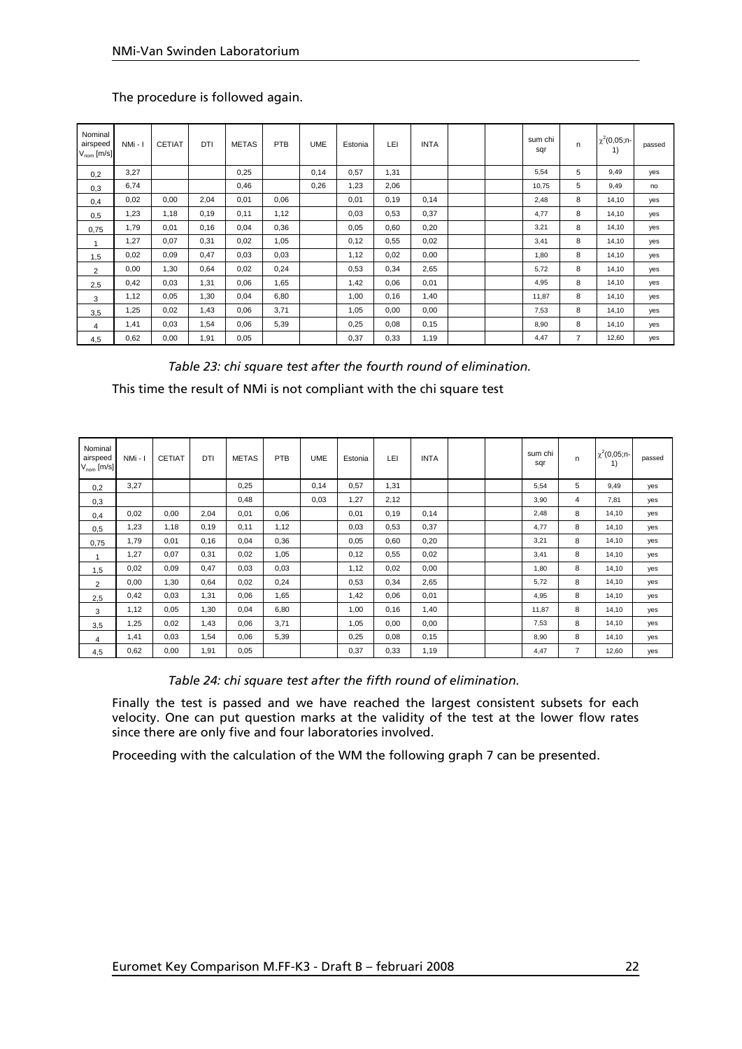The procedure is followed again.

| Nominal airspeed $V_{nom}$ [m/s] | NMi - I | CETIAT | DTI | METAS | PTB | UME | Estonia | LEI | INTA | | | sum chi sqr | n | $\chi^2$(0,05;n-1) | passed |
|---|---|---|---|---|---|---|---|---|---|---|---|---|---|---|---|
| 0,2 | 3,27 | | | 0,25 | | 0,14 | 0,57 | 1,31 | | | | 5,54 | 5 | 9,49 | yes |
| 0,3 | 6,74 | | | 0,46 | | 0,26 | 1,23 | 2,06 | | | | 10,75 | 5 | 9,49 | no |
| 0,4 | 0,02 | 0,00 | 2,04 | 0,01 | 0,06 | | 0,01 | 0,19 | 0,14 | | | 2,48 | 8 | 14,10 | yes |
| 0,5 | 1,23 | 1,18 | 0,19 | 0,11 | 1,12 | | 0,03 | 0,53 | 0,37 | | | 4,77 | 8 | 14,10 | yes |
| 0,75 | 1,79 | 0,01 | 0,16 | 0,04 | 0,36 | | 0,05 | 0,60 | 0,20 | | | 3,21 | 8 | 14,10 | yes |
| 1 | 1,27 | 0,07 | 0,31 | 0,02 | 1,05 | | 0,12 | 0,55 | 0,02 | | | 3,41 | 8 | 14,10 | yes |
| 1,5 | 0,02 | 0,09 | 0,47 | 0,03 | 0,03 | | 1,12 | 0,02 | 0,00 | | | 1,80 | 8 | 14,10 | yes |
| 2 | 0,00 | 1,30 | 0,64 | 0,02 | 0,24 | | 0,53 | 0,34 | 2,65 | | | 5,72 | 8 | 14,10 | yes |
| 2,5 | 0,42 | 0,03 | 1,31 | 0,06 | 1,65 | | 1,42 | 0,06 | 0,01 | | | 4,95 | 8 | 14,10 | yes |
| 3 | 1,12 | 0,05 | 1,30 | 0,04 | 6,80 | | 1,00 | 0,16 | 1,40 | | | 11,87 | 8 | 14,10 | yes |
| 3,5 | 1,25 | 0,02 | 1,43 | 0,06 | 3,71 | | 1,05 | 0,00 | 0,00 | | | 7,53 | 8 | 14,10 | yes |
| 4 | 1,41 | 0,03 | 1,54 | 0,06 | 5,39 | | 0,25 | 0,08 | 0,15 | | | 8,90 | 8 | 14,10 | yes |
| 4,5 | 0,62 | 0,00 | 1,91 | 0,05 | | | 0,37 | 0,33 | 1,19 | | | 4,47 | 7 | 12,60 | yes |

*Table 23: chi square test after the fourth round of elimination.*

This time the result of NMi is not compliant with the chi square test

| Nominal airspeed $V_{nom}$ [m/s] | NMi - I | CETIAT | DTI | METAS | PTB | UME | Estonia | LEI | INTA | | | sum chi sqr | n | $\chi^2$(0,05;n-1) | passed |
|---|---|---|---|---|---|---|---|---|---|---|---|---|---|---|---|
| 0,2 | 3,27 | | | 0,25 | | 0,14 | 0,57 | 1,31 | | | | 5,54 | 5 | 9,49 | yes |
| 0,3 | | | | 0,48 | | 0,03 | 1,27 | 2,12 | | | | 3,90 | 4 | 7,81 | yes |
| 0,4 | 0,02 | 0,00 | 2,04 | 0,01 | 0,06 | | 0,01 | 0,19 | 0,14 | | | 2,48 | 8 | 14,10 | yes |
| 0,5 | 1,23 | 1,18 | 0,19 | 0,11 | 1,12 | | 0,03 | 0,53 | 0,37 | | | 4,77 | 8 | 14,10 | yes |
| 0,75 | 1,79 | 0,01 | 0,16 | 0,04 | 0,36 | | 0,05 | 0,60 | 0,20 | | | 3,21 | 8 | 14,10 | yes |
| 1 | 1,27 | 0,07 | 0,31 | 0,02 | 1,05 | | 0,12 | 0,55 | 0,02 | | | 3,41 | 8 | 14,10 | yes |
| 1,5 | 0,02 | 0,09 | 0,47 | 0,03 | 0,03 | | 1,12 | 0,02 | 0,00 | | | 1,80 | 8 | 14,10 | yes |
| 2 | 0,00 | 1,30 | 0,64 | 0,02 | 0,24 | | 0,53 | 0,34 | 2,65 | | | 5,72 | 8 | 14,10 | yes |
| 2,5 | 0,42 | 0,03 | 1,31 | 0,06 | 1,65 | | 1,42 | 0,06 | 0,01 | | | 4,95 | 8 | 14,10 | yes |
| 3 | 1,12 | 0,05 | 1,30 | 0,04 | 6,80 | | 1,00 | 0,16 | 1,40 | | | 11,87 | 8 | 14,10 | yes |
| 3,5 | 1,25 | 0,02 | 1,43 | 0,06 | 3,71 | | 1,05 | 0,00 | 0,00 | | | 7,53 | 8 | 14,10 | yes |
| 4 | 1,41 | 0,03 | 1,54 | 0,06 | 5,39 | | 0,25 | 0,08 | 0,15 | | | 8,90 | 8 | 14,10 | yes |
| 4,5 | 0,62 | 0,00 | 1,91 | 0,05 | | | 0,37 | 0,33 | 1,19 | | | 4,47 | 7 | 12,60 | yes |

*Table 24: chi square test after the fifth round of elimination.*

Finally the test is passed and we have reached the largest consistent subsets for each velocity. One can put question marks at the validity of the test at the lower flow rates since there are only five and four laboratories involved.

Proceeding with the calculation of the WM the following graph 7 can be presented.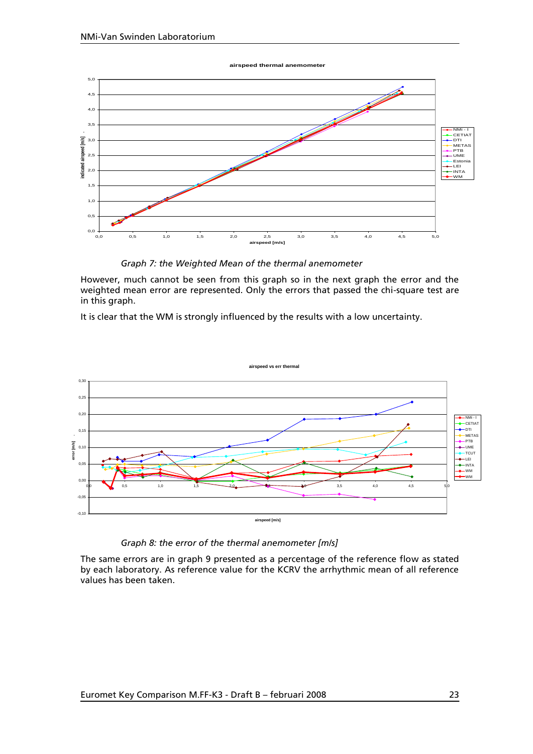airspeed thermal anemometer

indicated airspeed [m/s]

0,0
0,5
1,0
1,5
2,0
2,5
3,0
3,5
4,0
4,5
5,0

0,0
0,5
1,0
1,5
2,0
2,5
3,0
3,5
4,0
4,5
5,0

airspeed [m/s]

NMi - I
CETIAT
DTI
METAS
PTB
UME
Estonia
LEI
INTA
WM

*Graph 7: the Weighted Mean of the thermal anemometer*

However, much cannot be seen from this graph so in the next graph the error and the weighted mean error are represented. Only the errors that passed the chi-square test are in this graph.

It is clear that the WM is strongly influenced by the results with a low uncertainty.

airspeed vs err thermal

error [m/s]

-0,10
-0,05
0,00
0,05
0,10
0,15
0,20
0,25
0,30

0,0
0,5
1,0
1,5
2,0
2,5
3,0
3,5
4,0
4,5
5,0

airspeed [m/s]

NMi - I
CETIAT
DTI
METAS
PTB
UME
TCUT
LEI
INTA
WM
WM

*Graph 8: the error of the thermal anemometer [m/s]*

The same errors are in graph 9 presented as a percentage of the reference flow as stated by each laboratory. As reference value for the KCRV the arrhythmic mean of all reference values has been taken.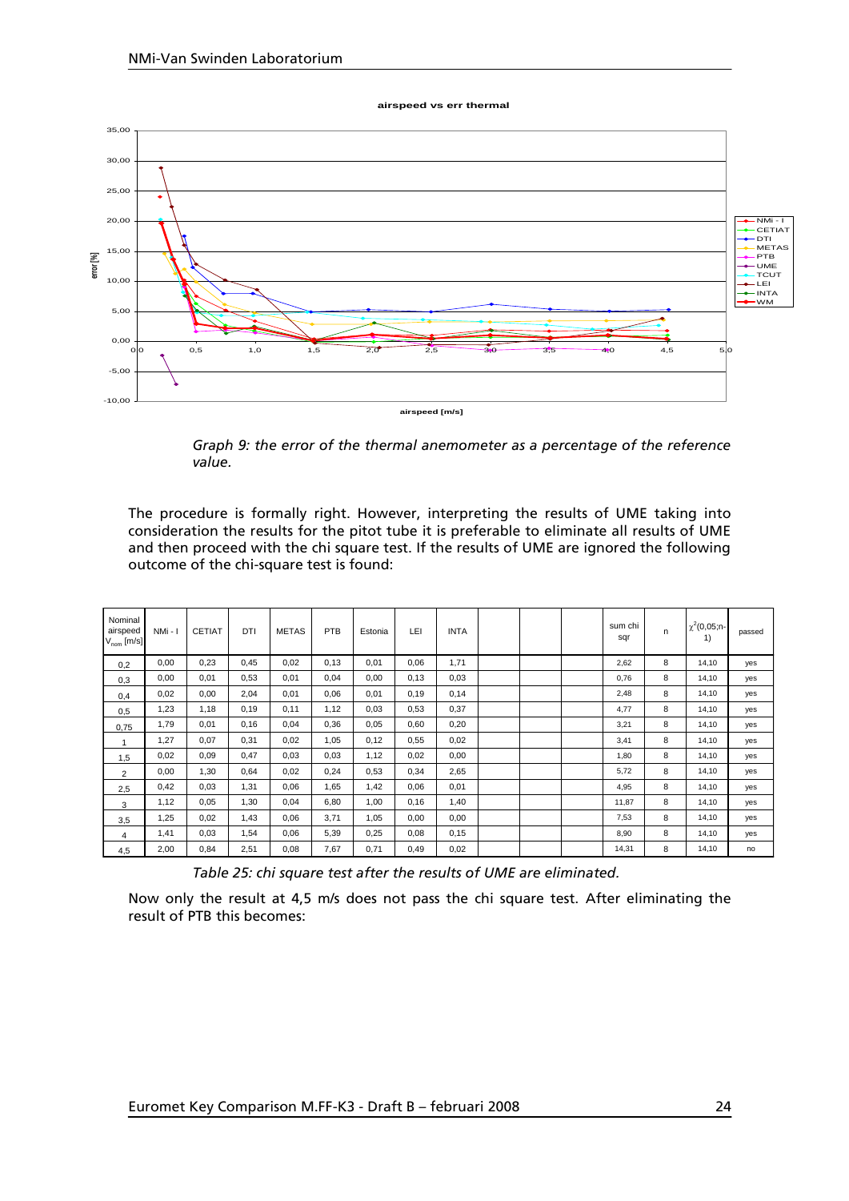airspeed vs err thermal

error [%]

35,00
30,00
25,00
20,00
15,00
10,00
5,00
0,00
-5,00
-10,00

0,0
0,5
1,0
1,5
2,0
2,5
3,0
3,5
4,0
4,5
5,0

airspeed [m/s]

NMi - I
CETIAT
DTI
METAS
PTB
UME
TCUT
LEI
INTA
WM

*Graph 9: the error of the thermal anemometer as a percentage of the reference value.*

The procedure is formally right. However, interpreting the results of UME taking into consideration the results for the pitot tube it is preferable to eliminate all results of UME and then proceed with the chi square test. If the results of UME are ignored the following outcome of the chi-square test is found:

| Nominal airspeed $V_{nom}$ [m/s] | NMi - I | CETIAT | DTI | METAS | PTB | Estonia | LEI | INTA | | | | sum chi sqr | n | $\chi^2$(0,05;n-1) | passed |
|---|---|---|---|---|---|---|---|---|---|---|---|---|---|---|---|
| 0,2 | 0,00 | 0,23 | 0,45 | 0,02 | 0,13 | 0,01 | 0,06 | 1,71 | | | | 2,62 | 8 | 14,10 | yes |
| 0,3 | 0,00 | 0,01 | 0,53 | 0,01 | 0,04 | 0,00 | 0,13 | 0,03 | | | | 0,76 | 8 | 14,10 | yes |
| 0,4 | 0,02 | 0,00 | 2,04 | 0,01 | 0,06 | 0,01 | 0,19 | 0,14 | | | | 2,48 | 8 | 14,10 | yes |
| 0,5 | 1,23 | 1,18 | 0,19 | 0,11 | 1,12 | 0,03 | 0,53 | 0,37 | | | | 4,77 | 8 | 14,10 | yes |
| 0,75 | 1,79 | 0,01 | 0,16 | 0,04 | 0,36 | 0,05 | 0,60 | 0,20 | | | | 3,21 | 8 | 14,10 | yes |
| 1 | 1,27 | 0,07 | 0,31 | 0,02 | 1,05 | 0,12 | 0,55 | 0,02 | | | | 3,41 | 8 | 14,10 | yes |
| 1,5 | 0,02 | 0,09 | 0,47 | 0,03 | 0,03 | 1,12 | 0,02 | 0,00 | | | | 1,80 | 8 | 14,10 | yes |
| 2 | 0,00 | 1,30 | 0,64 | 0,02 | 0,24 | 0,53 | 0,34 | 2,65 | | | | 5,72 | 8 | 14,10 | yes |
| 2,5 | 0,42 | 0,03 | 1,31 | 0,06 | 1,65 | 1,42 | 0,06 | 0,01 | | | | 4,95 | 8 | 14,10 | yes |
| 3 | 1,12 | 0,05 | 1,30 | 0,04 | 6,80 | 1,00 | 0,16 | 1,40 | | | | 11,87 | 8 | 14,10 | yes |
| 3,5 | 1,25 | 0,02 | 1,43 | 0,06 | 3,71 | 1,05 | 0,00 | 0,00 | | | | 7,53 | 8 | 14,10 | yes |
| 4 | 1,41 | 0,03 | 1,54 | 0,06 | 5,39 | 0,25 | 0,08 | 0,15 | | | | 8,90 | 8 | 14,10 | yes |
| 4,5 | 2,00 | 0,84 | 2,51 | 0,08 | 7,67 | 0,71 | 0,49 | 0,02 | | | | 14,31 | 8 | 14,10 | no |

*Table 25: chi square test after the results of UME are eliminated.*

Now only the result at 4,5 m/s does not pass the chi square test. After eliminating the result of PTB this becomes: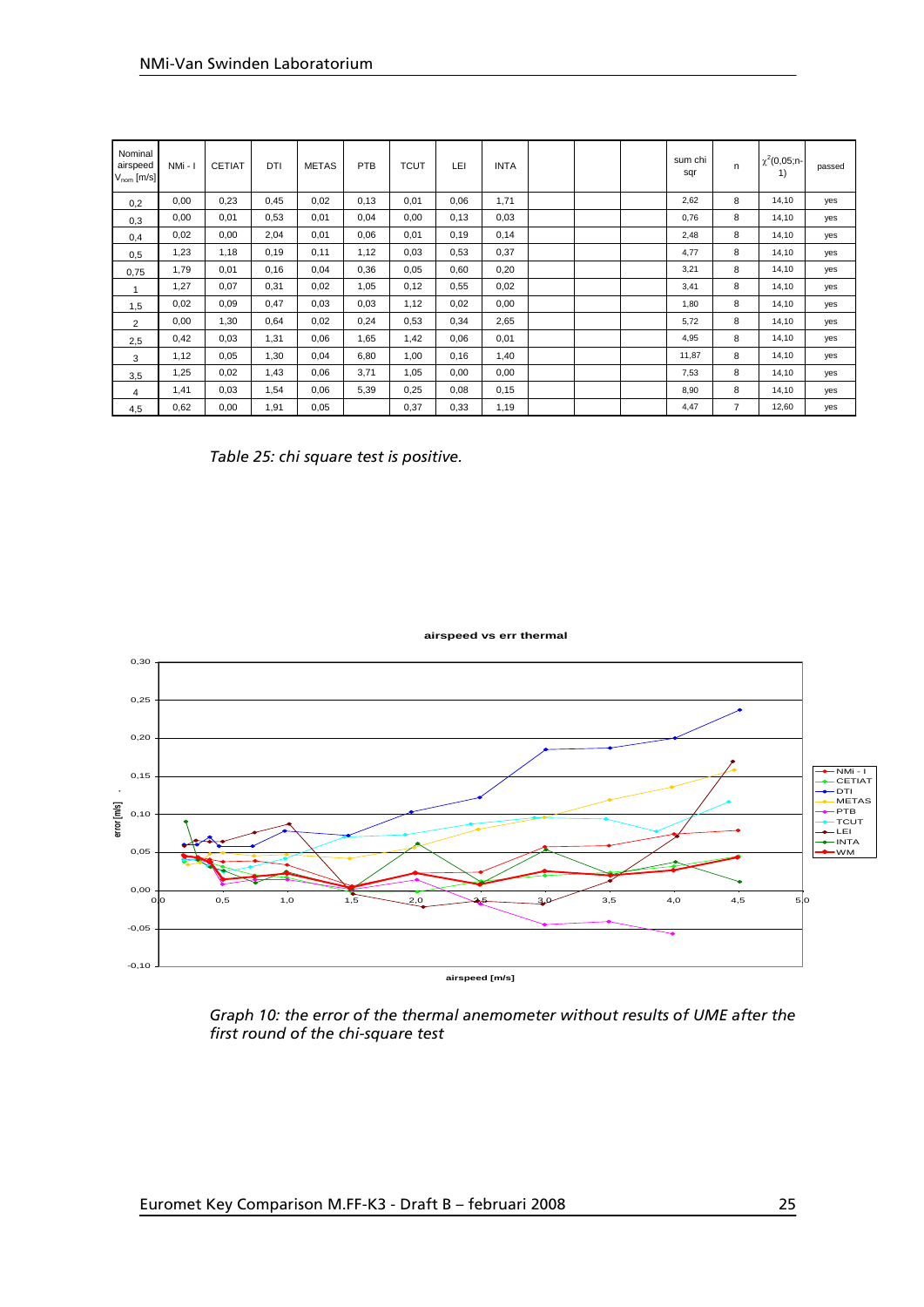| Nominal airspeed $V_{nom}$ [m/s] | NMi - I | CETIAT | DTI | METAS | PTB | TCUT | LEI | INTA | | | | sum chi sqr | n | $\chi^2$(0,05;n-1) | passed |
|---|---|---|---|---|---|---|---|---|---|---|---|---|---|---|---|
| 0,2 | 0,00 | 0,23 | 0,45 | 0,02 | 0,13 | 0,01 | 0,06 | 1,71 | | | | 2,62 | 8 | 14,10 | yes |
| 0,3 | 0,00 | 0,01 | 0,53 | 0,01 | 0,04 | 0,00 | 0,13 | 0,03 | | | | 0,76 | 8 | 14,10 | yes |
| 0,4 | 0,02 | 0,00 | 2,04 | 0,01 | 0,06 | 0,01 | 0,19 | 0,14 | | | | 2,48 | 8 | 14,10 | yes |
| 0,5 | 1,23 | 1,18 | 0,19 | 0,11 | 1,12 | 0,03 | 0,53 | 0,37 | | | | 4,77 | 8 | 14,10 | yes |
| 0,75 | 1,79 | 0,01 | 0,16 | 0,04 | 0,36 | 0,05 | 0,60 | 0,20 | | | | 3,21 | 8 | 14,10 | yes |
| 1 | 1,27 | 0,07 | 0,31 | 0,02 | 1,05 | 0,12 | 0,55 | 0,02 | | | | 3,41 | 8 | 14,10 | yes |
| 1,5 | 0,02 | 0,09 | 0,47 | 0,03 | 0,03 | 1,12 | 0,02 | 0,00 | | | | 1,80 | 8 | 14,10 | yes |
| 2 | 0,00 | 1,30 | 0,64 | 0,02 | 0,24 | 0,53 | 0,34 | 2,65 | | | | 5,72 | 8 | 14,10 | yes |
| 2,5 | 0,42 | 0,03 | 1,31 | 0,06 | 1,65 | 1,42 | 0,06 | 0,01 | | | | 4,95 | 8 | 14,10 | yes |
| 3 | 1,12 | 0,05 | 1,30 | 0,04 | 6,80 | 1,00 | 0,16 | 1,40 | | | | 11,87 | 8 | 14,10 | yes |
| 3,5 | 1,25 | 0,02 | 1,43 | 0,06 | 3,71 | 1,05 | 0,00 | 0,00 | | | | 7,53 | 8 | 14,10 | yes |
| 4 | 1,41 | 0,03 | 1,54 | 0,06 | 5,39 | 0,25 | 0,08 | 0,15 | | | | 8,90 | 8 | 14,10 | yes |
| 4,5 | 0,62 | 0,00 | 1,91 | 0,05 | | 0,37 | 0,33 | 1,19 | | | | 4,47 | 7 | 12,60 | yes |

*Table 25: chi square test is positive.*

airspeed vs err thermal

error [m/s]

0,30
0,25
0,20
0,15
0,10
0,05
0,00
-0,05
-0,10

0,0 0,5 1,0 1,5 2,0 2,5 3,0 3,5 4,0 4,5 5,0

airspeed [m/s]

NMi - I
CETIAT
DTI
METAS
PTB
TCUT
LEI
INTA
WM

*Graph 10: the error of the thermal anemometer without results of UME after the first round of the chi-square test*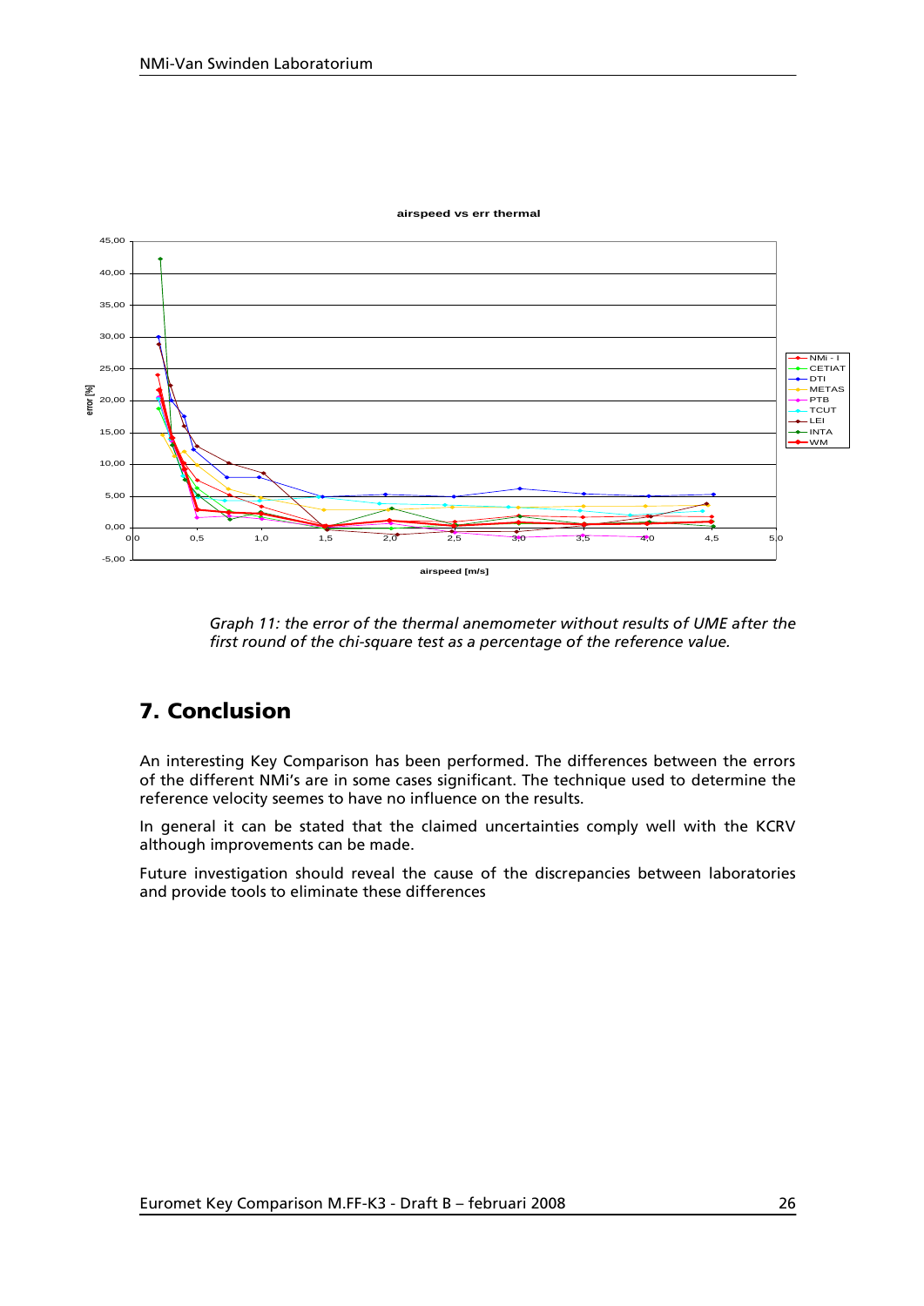airspeed vs err thermal

45,00
40,00
35,00
30,00
25,00
20,00
15,00
10,00
5,00
0,00
-5,00

error [%]

0,0 0,5 1,0 1,5 2,0 2,5 3,0 3,5 4,0 4,5 5,0

airspeed [m/s]

NMi - I
CETIAT
DTI
METAS
PTB
TCUT
LEI
INTA
WM

*Graph 11: the error of the thermal anemometer without results of UME after the first round of the chi-square test as a percentage of the reference value.*

# 7. Conclusion

An interesting Key Comparison has been performed. The differences between the errors of the different NMi's are in some cases significant. The technique used to determine the reference velocity seemes to have no influence on the results.

In general it can be stated that the claimed uncertainties comply well with the KCRV although improvements can be made.

Future investigation should reveal the cause of the discrepancies between laboratories and provide tools to eliminate these differences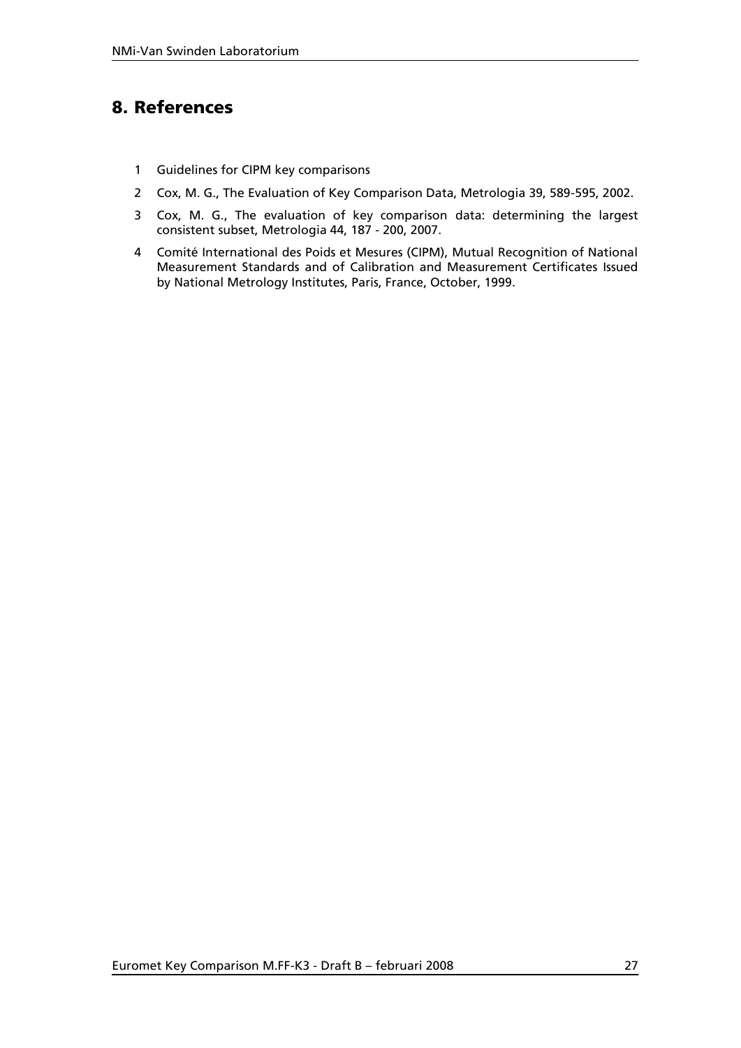## 8. References

1. Guidelines for CIPM key comparisons
2. Cox, M. G., The Evaluation of Key Comparison Data, Metrologia 39, 589-595, 2002.
3. Cox, M. G., The evaluation of key comparison data: determining the largest consistent subset, Metrologia 44, 187 - 200, 2007.
4. Comité International des Poids et Mesures (CIPM), Mutual Recognition of National Measurement Standards and of Calibration and Measurement Certificates Issued by National Metrology Institutes, Paris, France, October, 1999.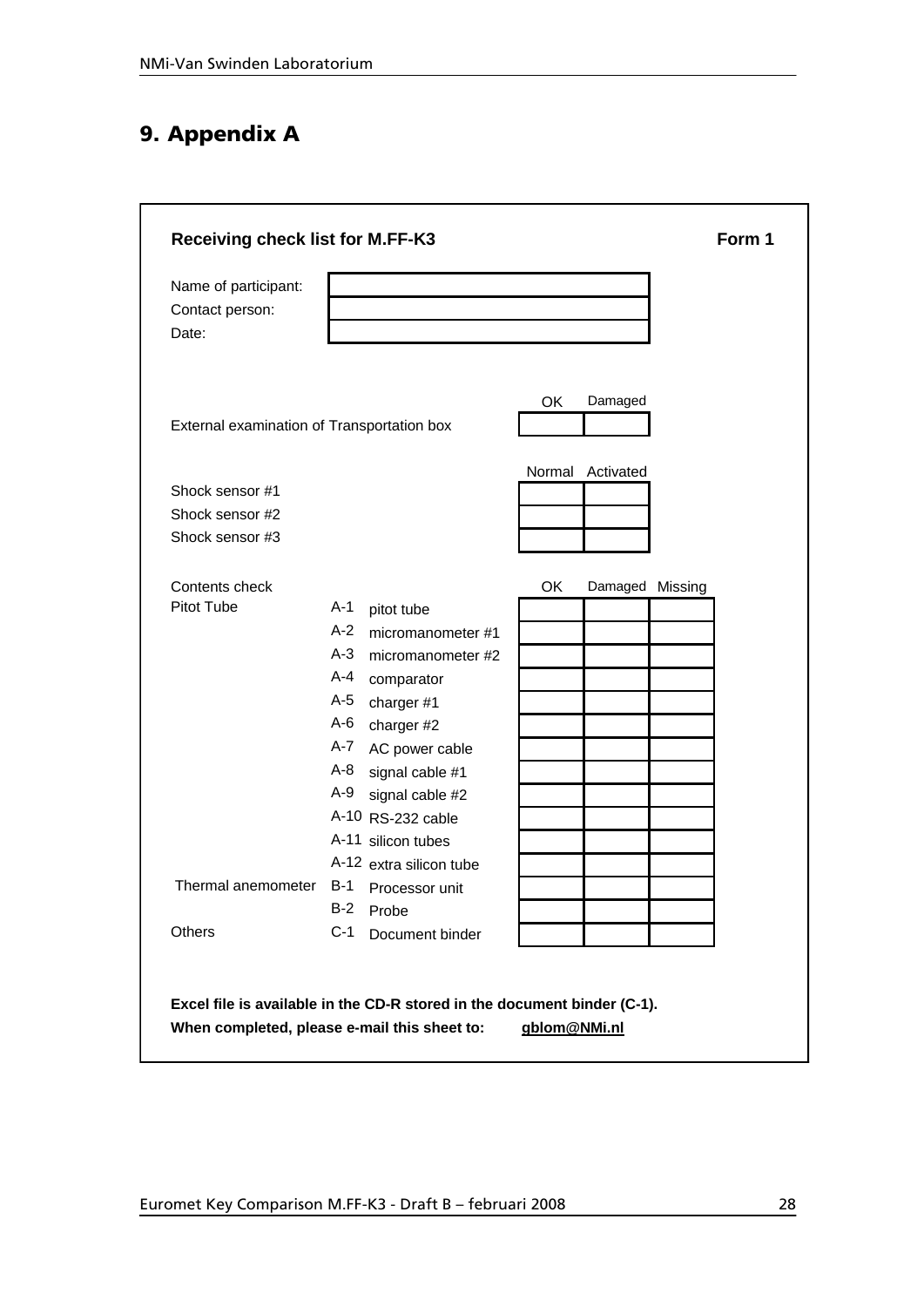# 9. Appendix A

**Receiving check list for M.FF-K3** **Form 1**

| | |
|---|---|
| Name of participant: | |
| Contact person: | |
| Date: | |

| | OK | Damaged |
|---|---|---|
| External examination of Transportation box | | |

| | Normal | Activated |
|---|---|---|
| Shock sensor #1 | | |
| Shock sensor #2 | | |
| Shock sensor #3 | | |

| Contents check | | | OK | Damaged | Missing |
|---|---|---|---|---|---|
| Pitot Tube | A-1 | pitot tube | | | |
| | A-2 | micromanometer #1 | | | |
| | A-3 | micromanometer #2 | | | |
| | A-4 | comparator | | | |
| | A-5 | charger #1 | | | |
| | A-6 | charger #2 | | | |
| | A-7 | AC power cable | | | |
| | A-8 | signal cable #1 | | | |
| | A-9 | signal cable #2 | | | |
| | A-10 | RS-232 cable | | | |
| | A-11 | silicon tubes | | | |
| | A-12 | extra silicon tube | | | |
| Thermal anemometer | B-1 | Processor unit | | | |
| | B-2 | Probe | | | |
| Others | C-1 | Document binder | | | |

**Excel file is available in the CD-R stored in the document binder (C-1).**

**When completed, please e-mail this sheet to:** **gblom@NMi.nl**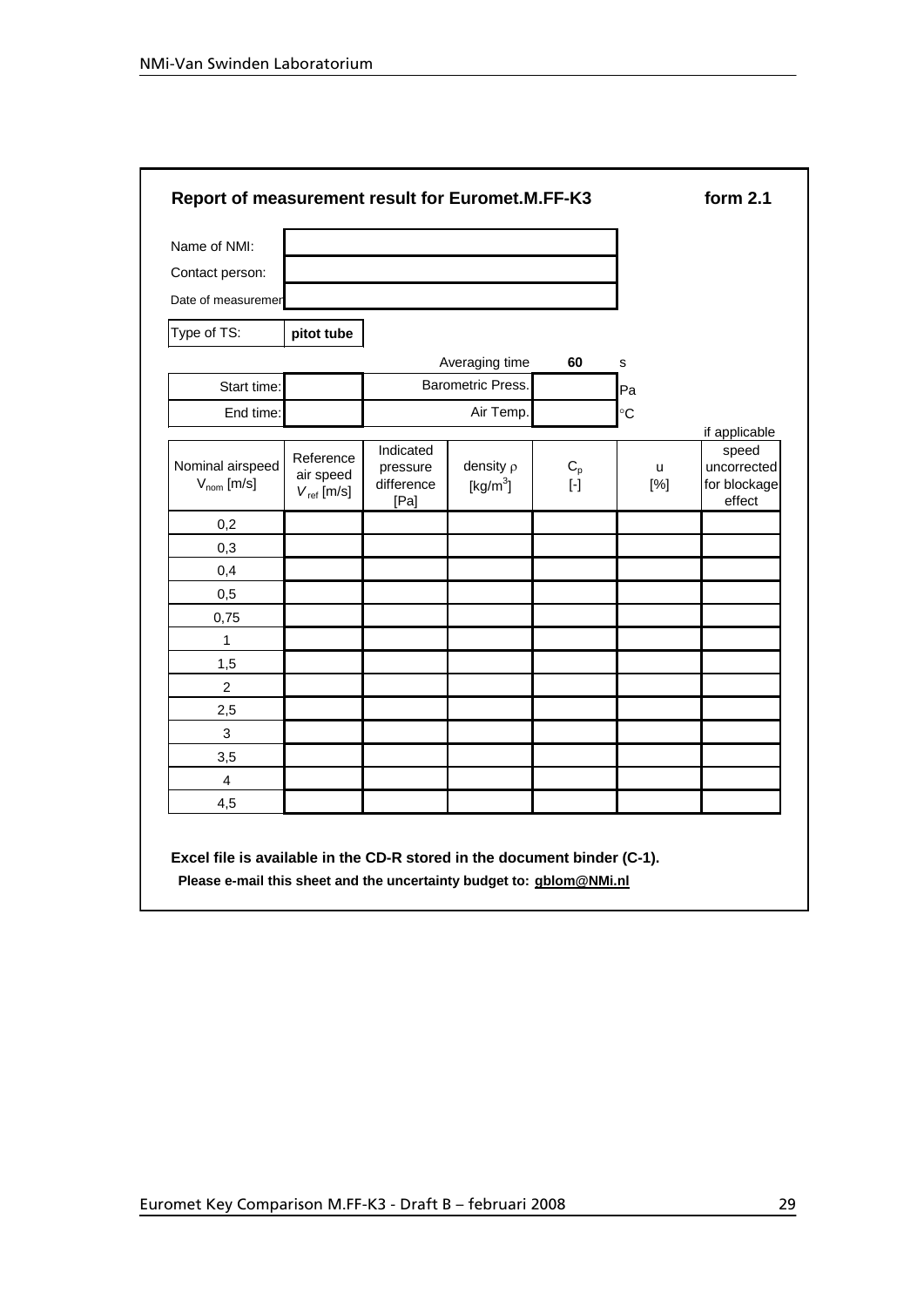**Report of measurement result for Euromet.M.FF-K3** **form 2.1**

| | |
|---|---|
| Name of NMI: | |
| Contact person: | |
| Date of measuremen | |

| | | | | | |
|---|---|---|---|---|---|
| Type of TS: | **pitot tube** | | | | |
| | | | Averaging time | **60** | s |
| Start time: | | | Barometric Press. | | Pa |
| End time: | | | Air Temp. | | °C |

| Nominal airspeed $V_{nom}$ [m/s] | Reference air speed $V_{ref}$ [m/s] | Indicated pressure difference [Pa] | density $\rho$ [kg/m$^3$] | $C_p$ [-] | u [%] | if applicable speed uncorrected for blockage effect |
|---|---|---|---|---|---|---|
| 0,2 | | | | | | |
| 0,3 | | | | | | |
| 0,4 | | | | | | |
| 0,5 | | | | | | |
| 0,75 | | | | | | |
| 1 | | | | | | |
| 1,5 | | | | | | |
| 2 | | | | | | |
| 2,5 | | | | | | |
| 3 | | | | | | |
| 3,5 | | | | | | |
| 4 | | | | | | |
| 4,5 | | | | | | |

**Excel file is available in the CD-R stored in the document binder (C-1).**

**Please e-mail this sheet and the uncertainty budget to: gblom@NMi.nl**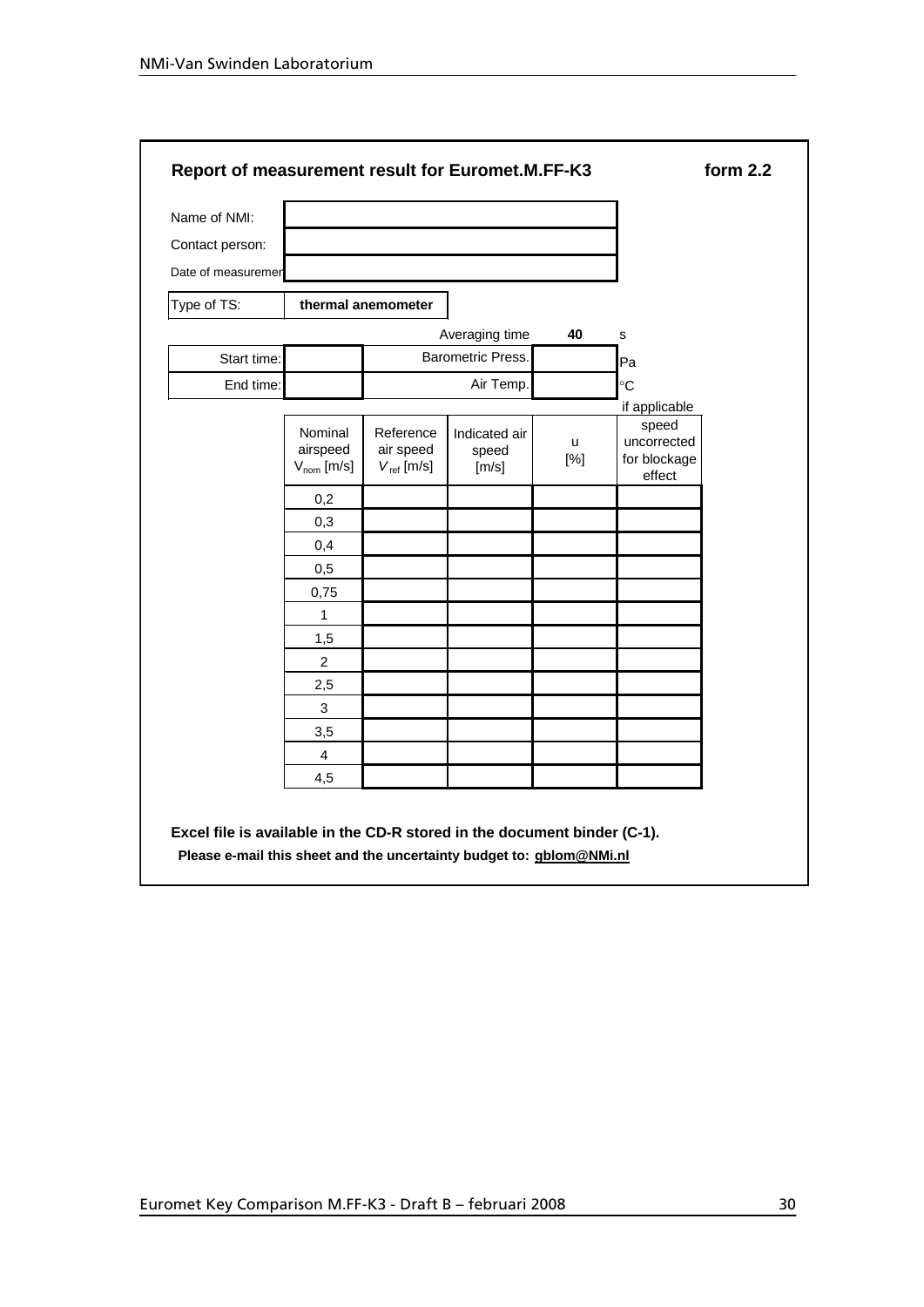## Report of measurement result for Euromet.M.FF-K3 **form 2.2**

| | |
|---|---|
| Name of NMI: | |
| Contact person: | |
| Date of measuremen | |
| Type of TS: | **thermal anemometer** |

| | | | | |
|---|---|---|---|---|
| | | Averaging time | **40** | s |
| Start time: | | Barometric Press. | | Pa |
| End time: | | Air Temp. | | °C |

| Nominal airspeed $V_{nom}$ [m/s] | Reference air speed $V_{ref}$ [m/s] | Indicated air speed [m/s] | u [%] | if applicable speed uncorrected for blockage effect |
|---|---|---|---|---|
| 0,2 | | | | |
| 0,3 | | | | |
| 0,4 | | | | |
| 0,5 | | | | |
| 0,75 | | | | |
| 1 | | | | |
| 1,5 | | | | |
| 2 | | | | |
| 2,5 | | | | |
| 3 | | | | |
| 3,5 | | | | |
| 4 | | | | |
| 4,5 | | | | |

**Excel file is available in the CD-R stored in the document binder (C-1).**

**Please e-mail this sheet and the uncertainty budget to: gblom@NMi.nl**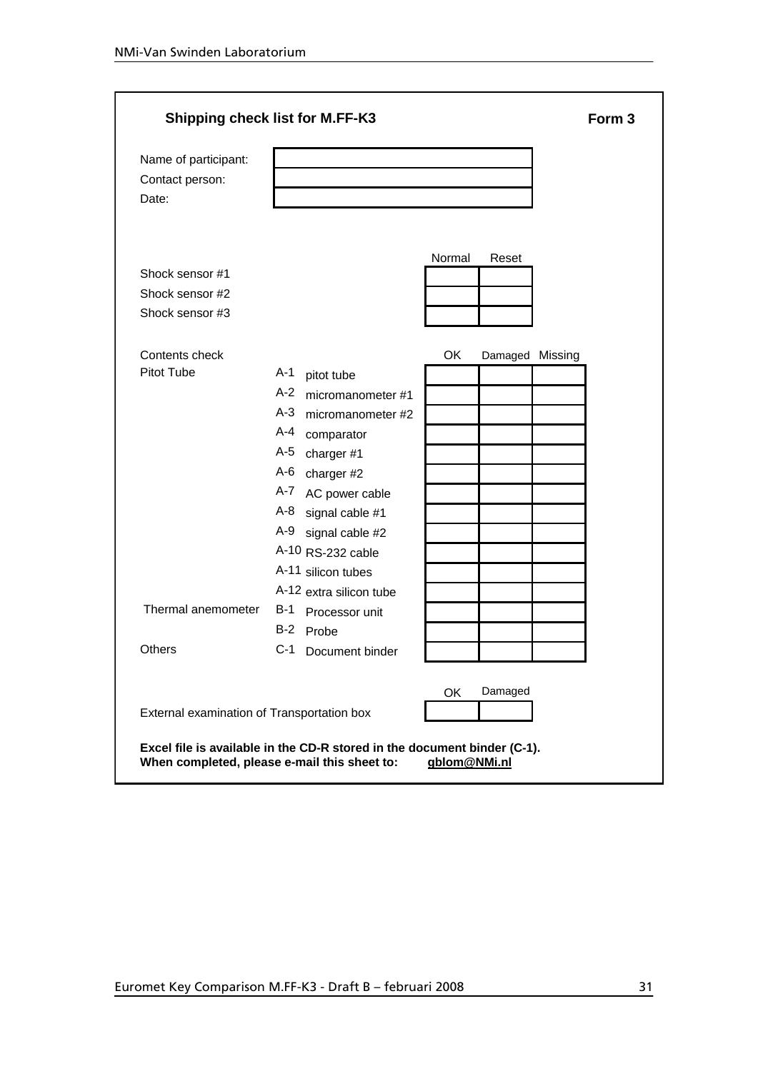## Shipping check list for M.FF-K3

**Form 3**

| | |
|---|---|
| Name of participant: | |
| Contact person: | |
| Date: | |

| | Normal | Reset |
|---|---|---|
| Shock sensor #1 | | |
| Shock sensor #2 | | |
| Shock sensor #3 | | |

| Contents check | | | OK | Damaged | Missing |
|---|---|---|---|---|---|
| Pitot Tube | A-1 | pitot tube | | | |
| | A-2 | micromanometer #1 | | | |
| | A-3 | micromanometer #2 | | | |
| | A-4 | comparator | | | |
| | A-5 | charger #1 | | | |
| | A-6 | charger #2 | | | |
| | A-7 | AC power cable | | | |
| | A-8 | signal cable #1 | | | |
| | A-9 | signal cable #2 | | | |
| | A-10 | RS-232 cable | | | |
| | A-11 | silicon tubes | | | |
| | A-12 | extra silicon tube | | | |
| Thermal anemometer | B-1 | Processor unit | | | |
| | B-2 | Probe | | | |
| Others | C-1 | Document binder | | | |

| | OK | Damaged |
|---|---|---|
| External examination of Transportation box | | |

**Excel file is available in the CD-R stored in the document binder (C-1).**
**When completed, please e-mail this sheet to: gblom@NMi.nl**